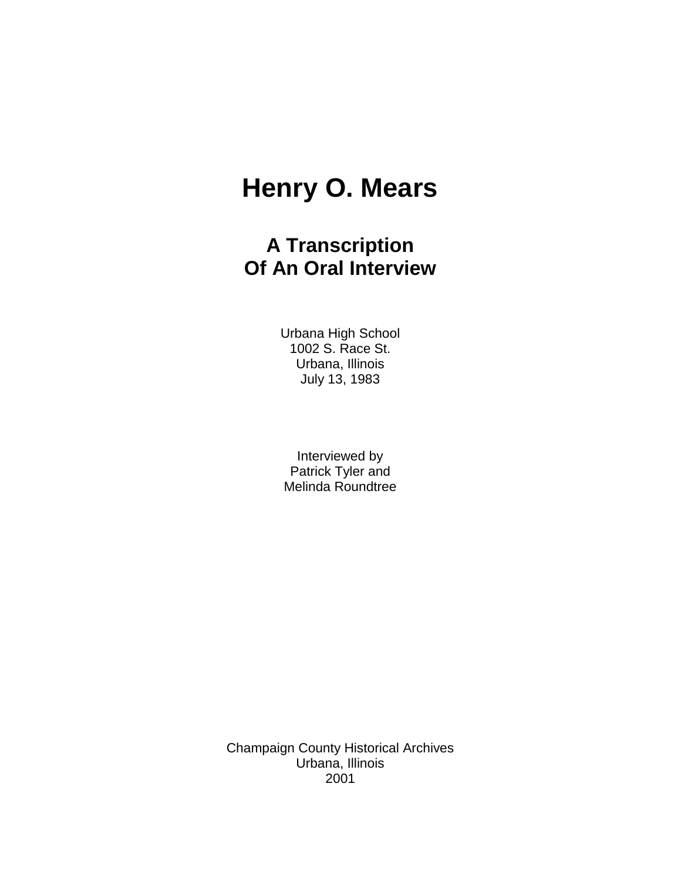# Henry O. Mears

## A Transcription
## Of An Oral Interview

Urbana High School
1002 S. Race St.
Urbana, Illinois
July 13, 1983

Interviewed by
Patrick Tyler and
Melinda Roundtree

Champaign County Historical Archives
Urbana, Illinois
2001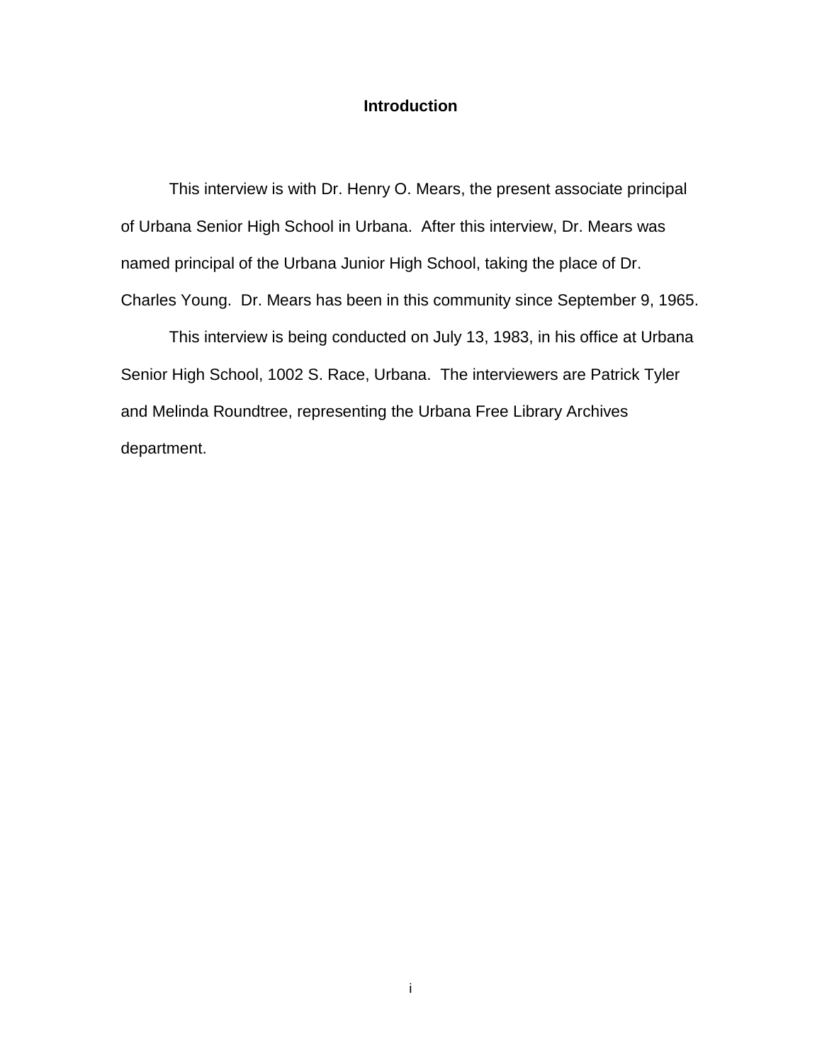## Introduction

This interview is with Dr. Henry O. Mears, the present associate principal of Urbana Senior High School in Urbana. After this interview, Dr. Mears was named principal of the Urbana Junior High School, taking the place of Dr. Charles Young. Dr. Mears has been in this community since September 9, 1965.

This interview is being conducted on July 13, 1983, in his office at Urbana Senior High School, 1002 S. Race, Urbana. The interviewers are Patrick Tyler and Melinda Roundtree, representing the Urbana Free Library Archives department.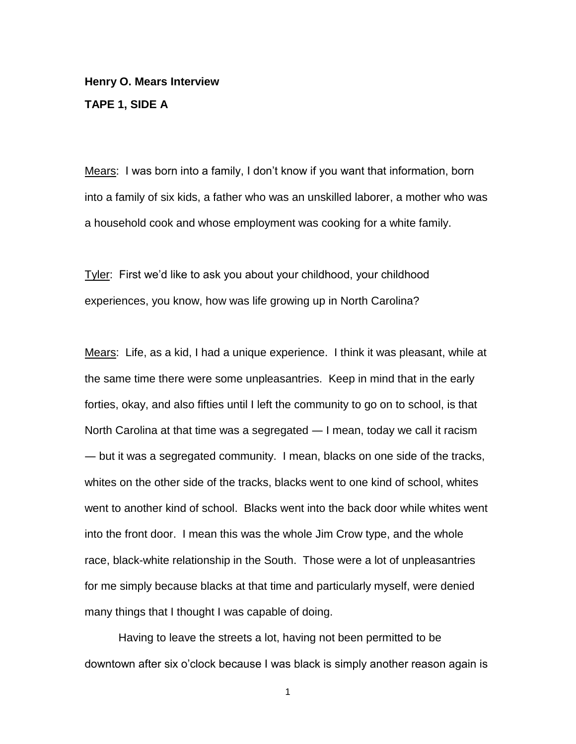**Henry O. Mears Interview**

**TAPE 1, SIDE A**

Mears: I was born into a family, I don't know if you want that information, born into a family of six kids, a father who was an unskilled laborer, a mother who was a household cook and whose employment was cooking for a white family.

Tyler: First we'd like to ask you about your childhood, your childhood experiences, you know, how was life growing up in North Carolina?

Mears: Life, as a kid, I had a unique experience. I think it was pleasant, while at the same time there were some unpleasantries. Keep in mind that in the early forties, okay, and also fifties until I left the community to go on to school, is that North Carolina at that time was a segregated — I mean, today we call it racism — but it was a segregated community. I mean, blacks on one side of the tracks, whites on the other side of the tracks, blacks went to one kind of school, whites went to another kind of school. Blacks went into the back door while whites went into the front door. I mean this was the whole Jim Crow type, and the whole race, black-white relationship in the South. Those were a lot of unpleasantries for me simply because blacks at that time and particularly myself, were denied many things that I thought I was capable of doing.

Having to leave the streets a lot, having not been permitted to be downtown after six o'clock because I was black is simply another reason again is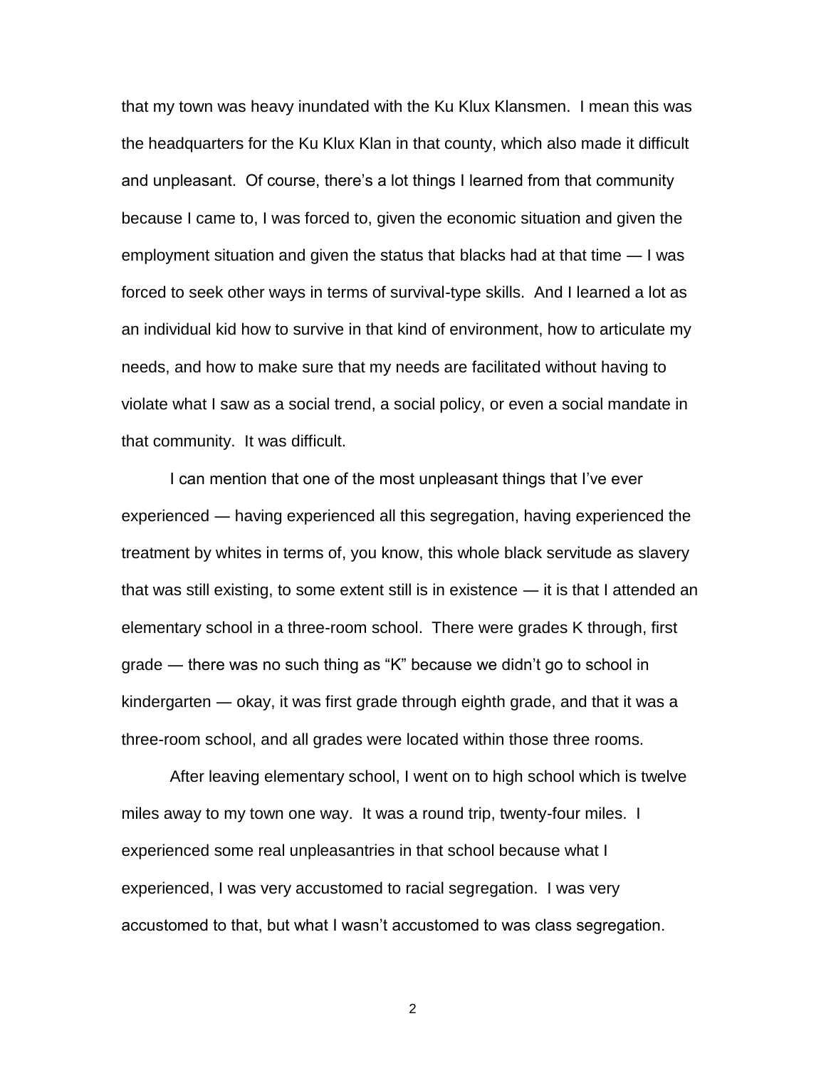that my town was heavy inundated with the Ku Klux Klansmen. I mean this was the headquarters for the Ku Klux Klan in that county, which also made it difficult and unpleasant. Of course, there's a lot things I learned from that community because I came to, I was forced to, given the economic situation and given the employment situation and given the status that blacks had at that time — I was forced to seek other ways in terms of survival-type skills. And I learned a lot as an individual kid how to survive in that kind of environment, how to articulate my needs, and how to make sure that my needs are facilitated without having to violate what I saw as a social trend, a social policy, or even a social mandate in that community. It was difficult.

I can mention that one of the most unpleasant things that I've ever experienced — having experienced all this segregation, having experienced the treatment by whites in terms of, you know, this whole black servitude as slavery that was still existing, to some extent still is in existence — it is that I attended an elementary school in a three-room school. There were grades K through, first grade — there was no such thing as "K" because we didn't go to school in kindergarten — okay, it was first grade through eighth grade, and that it was a three-room school, and all grades were located within those three rooms.

After leaving elementary school, I went on to high school which is twelve miles away to my town one way. It was a round trip, twenty-four miles. I experienced some real unpleasantries in that school because what I experienced, I was very accustomed to racial segregation. I was very accustomed to that, but what I wasn't accustomed to was class segregation.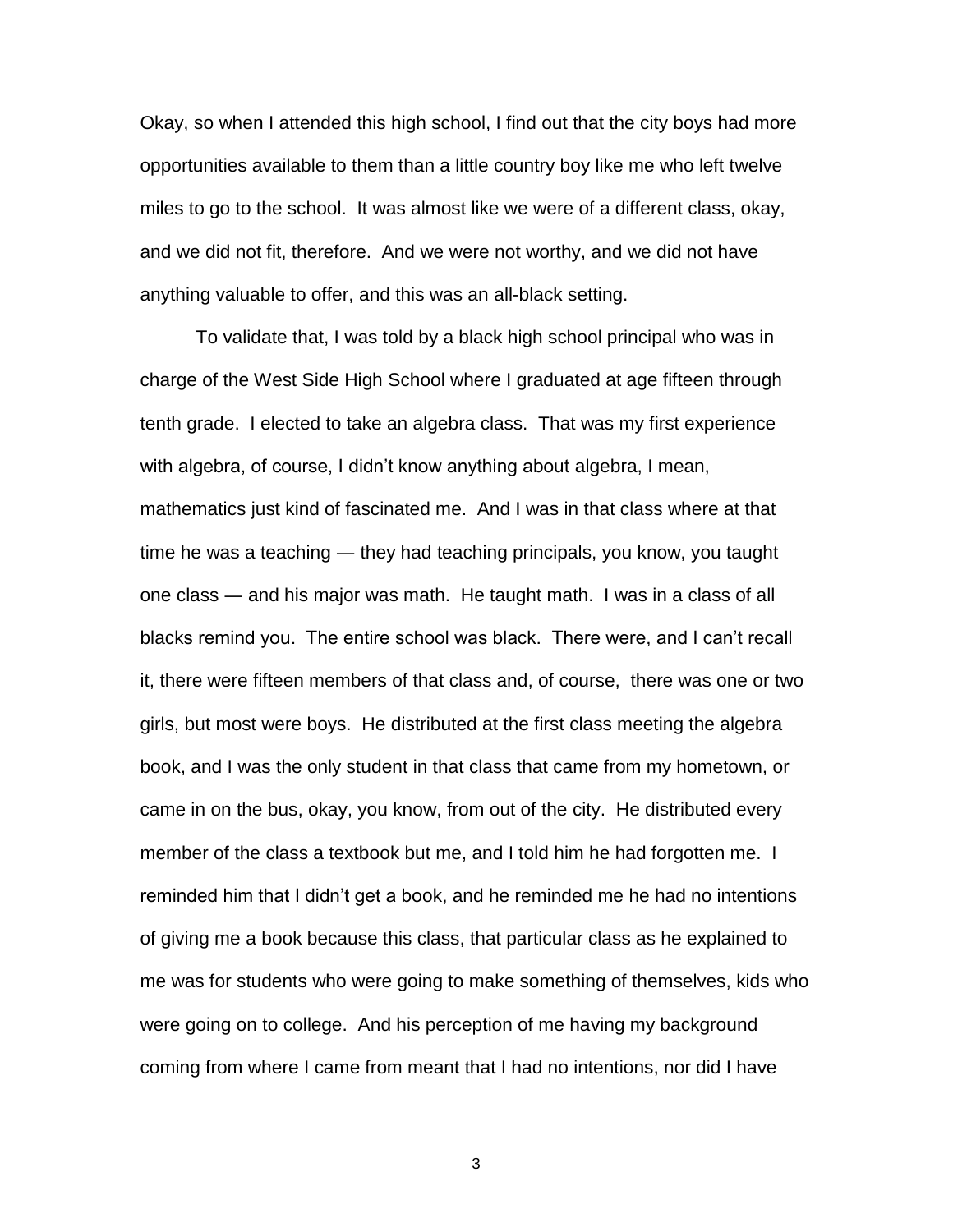Okay, so when I attended this high school, I find out that the city boys had more opportunities available to them than a little country boy like me who left twelve miles to go to the school. It was almost like we were of a different class, okay, and we did not fit, therefore. And we were not worthy, and we did not have anything valuable to offer, and this was an all-black setting.

To validate that, I was told by a black high school principal who was in charge of the West Side High School where I graduated at age fifteen through tenth grade. I elected to take an algebra class. That was my first experience with algebra, of course, I didn't know anything about algebra, I mean, mathematics just kind of fascinated me. And I was in that class where at that time he was a teaching — they had teaching principals, you know, you taught one class — and his major was math. He taught math. I was in a class of all blacks remind you. The entire school was black. There were, and I can't recall it, there were fifteen members of that class and, of course, there was one or two girls, but most were boys. He distributed at the first class meeting the algebra book, and I was the only student in that class that came from my hometown, or came in on the bus, okay, you know, from out of the city. He distributed every member of the class a textbook but me, and I told him he had forgotten me. I reminded him that I didn't get a book, and he reminded me he had no intentions of giving me a book because this class, that particular class as he explained to me was for students who were going to make something of themselves, kids who were going on to college. And his perception of me having my background coming from where I came from meant that I had no intentions, nor did I have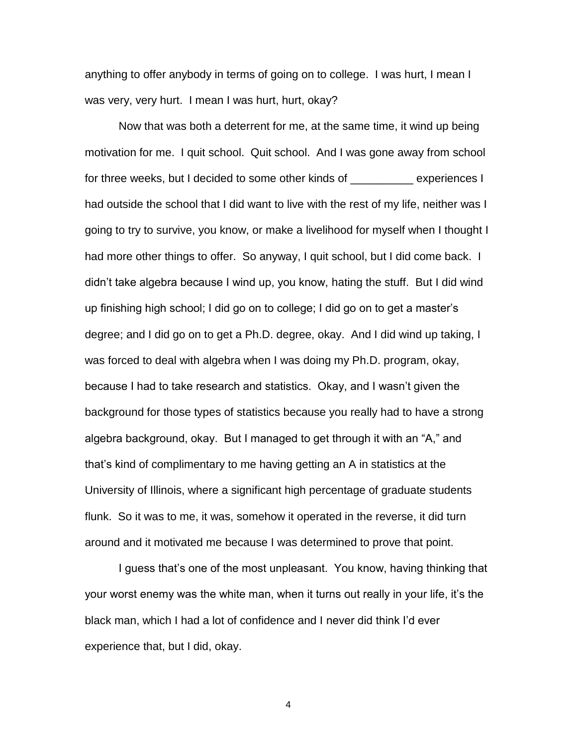anything to offer anybody in terms of going on to college. I was hurt, I mean I was very, very hurt. I mean I was hurt, hurt, okay?

Now that was both a deterrent for me, at the same time, it wind up being motivation for me. I quit school. Quit school. And I was gone away from school for three weeks, but I decided to some other kinds of __________ experiences I had outside the school that I did want to live with the rest of my life, neither was I going to try to survive, you know, or make a livelihood for myself when I thought I had more other things to offer. So anyway, I quit school, but I did come back. I didn't take algebra because I wind up, you know, hating the stuff. But I did wind up finishing high school; I did go on to college; I did go on to get a master's degree; and I did go on to get a Ph.D. degree, okay. And I did wind up taking, I was forced to deal with algebra when I was doing my Ph.D. program, okay, because I had to take research and statistics. Okay, and I wasn't given the background for those types of statistics because you really had to have a strong algebra background, okay. But I managed to get through it with an "A," and that's kind of complimentary to me having getting an A in statistics at the University of Illinois, where a significant high percentage of graduate students flunk. So it was to me, it was, somehow it operated in the reverse, it did turn around and it motivated me because I was determined to prove that point.

I guess that's one of the most unpleasant. You know, having thinking that your worst enemy was the white man, when it turns out really in your life, it's the black man, which I had a lot of confidence and I never did think I'd ever experience that, but I did, okay.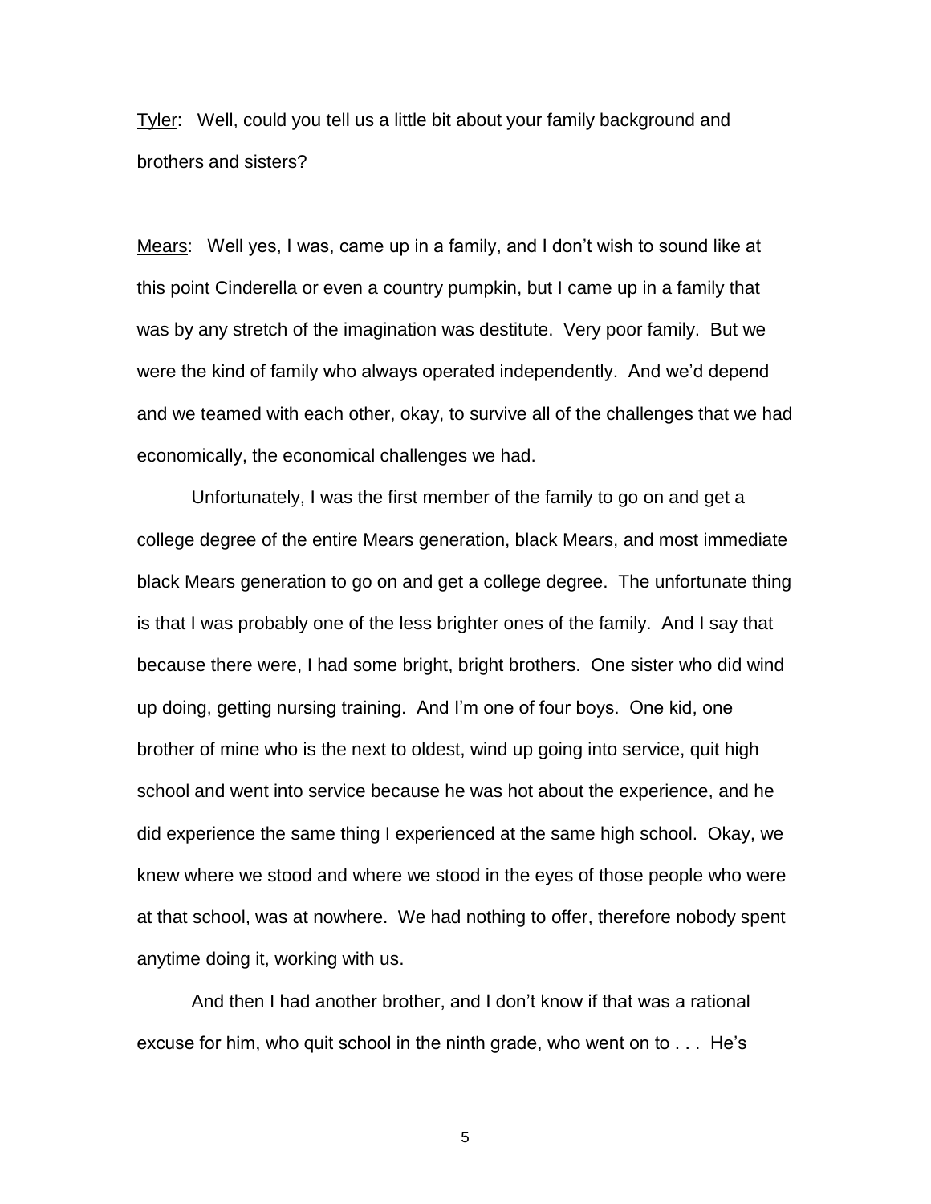Tyler: Well, could you tell us a little bit about your family background and brothers and sisters?

Mears: Well yes, I was, came up in a family, and I don't wish to sound like at this point Cinderella or even a country pumpkin, but I came up in a family that was by any stretch of the imagination was destitute. Very poor family. But we were the kind of family who always operated independently. And we'd depend and we teamed with each other, okay, to survive all of the challenges that we had economically, the economical challenges we had.

Unfortunately, I was the first member of the family to go on and get a college degree of the entire Mears generation, black Mears, and most immediate black Mears generation to go on and get a college degree. The unfortunate thing is that I was probably one of the less brighter ones of the family. And I say that because there were, I had some bright, bright brothers. One sister who did wind up doing, getting nursing training. And I'm one of four boys. One kid, one brother of mine who is the next to oldest, wind up going into service, quit high school and went into service because he was hot about the experience, and he did experience the same thing I experienced at the same high school. Okay, we knew where we stood and where we stood in the eyes of those people who were at that school, was at nowhere. We had nothing to offer, therefore nobody spent anytime doing it, working with us.

And then I had another brother, and I don't know if that was a rational excuse for him, who quit school in the ninth grade, who went on to . . . He's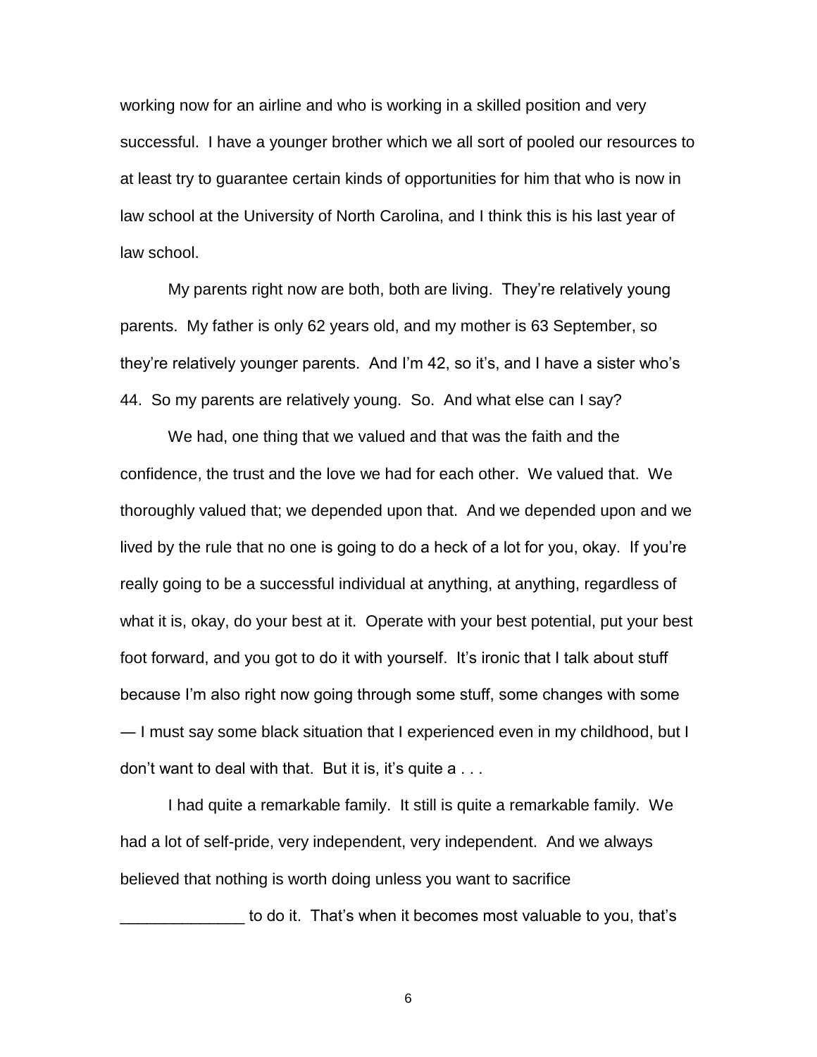working now for an airline and who is working in a skilled position and very successful. I have a younger brother which we all sort of pooled our resources to at least try to guarantee certain kinds of opportunities for him that who is now in law school at the University of North Carolina, and I think this is his last year of law school.

My parents right now are both, both are living. They're relatively young parents. My father is only 62 years old, and my mother is 63 September, so they're relatively younger parents. And I'm 42, so it's, and I have a sister who's 44. So my parents are relatively young. So. And what else can I say?

We had, one thing that we valued and that was the faith and the confidence, the trust and the love we had for each other. We valued that. We thoroughly valued that; we depended upon that. And we depended upon and we lived by the rule that no one is going to do a heck of a lot for you, okay. If you're really going to be a successful individual at anything, at anything, regardless of what it is, okay, do your best at it. Operate with your best potential, put your best foot forward, and you got to do it with yourself. It's ironic that I talk about stuff because I'm also right now going through some stuff, some changes with some — I must say some black situation that I experienced even in my childhood, but I don't want to deal with that. But it is, it's quite a . . .

I had quite a remarkable family. It still is quite a remarkable family. We had a lot of self-pride, very independent, very independent. And we always believed that nothing is worth doing unless you want to sacrifice ______________ to do it. That's when it becomes most valuable to you, that's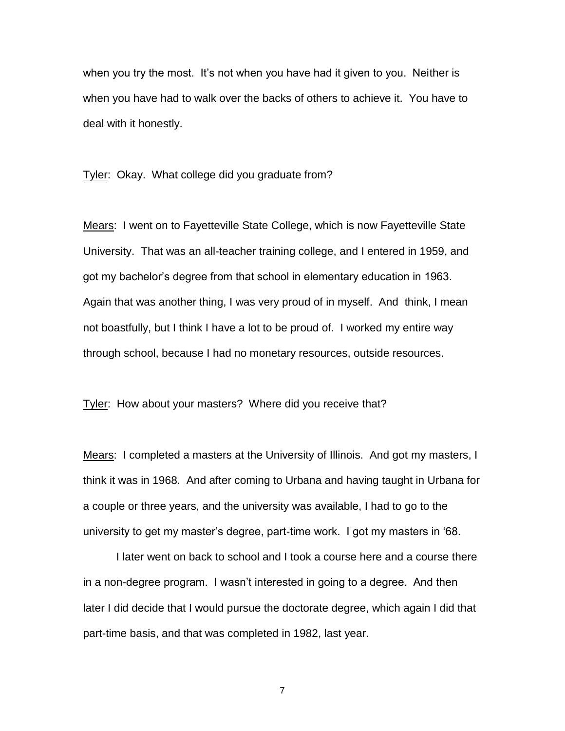when you try the most. It's not when you have had it given to you. Neither is when you have had to walk over the backs of others to achieve it. You have to deal with it honestly.

<u>Tyler</u>: Okay. What college did you graduate from?

<u>Mears</u>: I went on to Fayetteville State College, which is now Fayetteville State University. That was an all-teacher training college, and I entered in 1959, and got my bachelor's degree from that school in elementary education in 1963. Again that was another thing, I was very proud of in myself. And think, I mean not boastfully, but I think I have a lot to be proud of. I worked my entire way through school, because I had no monetary resources, outside resources.

<u>Tyler</u>: How about your masters? Where did you receive that?

<u>Mears</u>: I completed a masters at the University of Illinois. And got my masters, I think it was in 1968. And after coming to Urbana and having taught in Urbana for a couple or three years, and the university was available, I had to go to the university to get my master's degree, part-time work. I got my masters in '68.

I later went on back to school and I took a course here and a course there in a non-degree program. I wasn't interested in going to a degree. And then later I did decide that I would pursue the doctorate degree, which again I did that part-time basis, and that was completed in 1982, last year.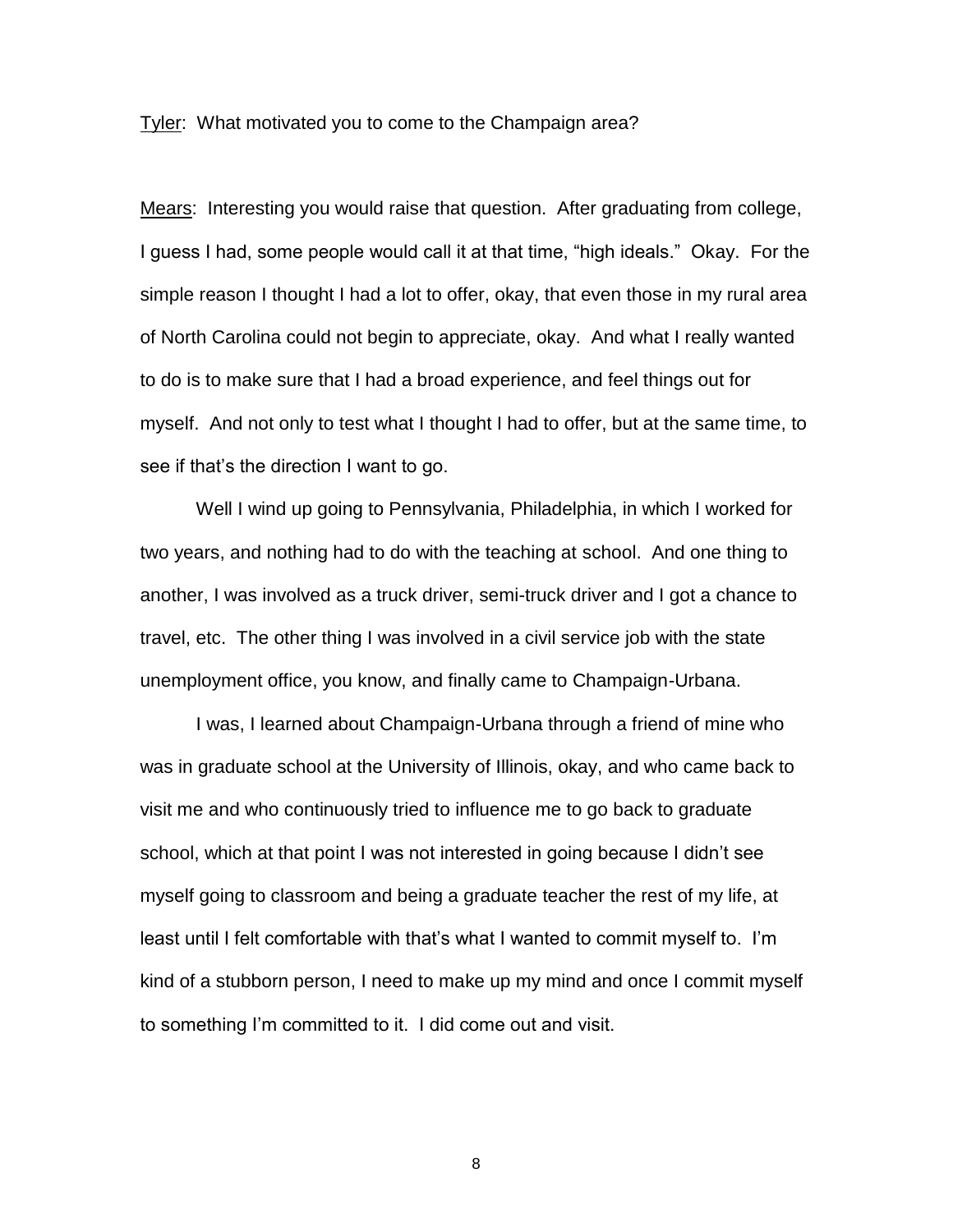Tyler: What motivated you to come to the Champaign area?

Mears: Interesting you would raise that question. After graduating from college, I guess I had, some people would call it at that time, "high ideals." Okay. For the simple reason I thought I had a lot to offer, okay, that even those in my rural area of North Carolina could not begin to appreciate, okay. And what I really wanted to do is to make sure that I had a broad experience, and feel things out for myself. And not only to test what I thought I had to offer, but at the same time, to see if that's the direction I want to go.

Well I wind up going to Pennsylvania, Philadelphia, in which I worked for two years, and nothing had to do with the teaching at school. And one thing to another, I was involved as a truck driver, semi-truck driver and I got a chance to travel, etc. The other thing I was involved in a civil service job with the state unemployment office, you know, and finally came to Champaign-Urbana.

I was, I learned about Champaign-Urbana through a friend of mine who was in graduate school at the University of Illinois, okay, and who came back to visit me and who continuously tried to influence me to go back to graduate school, which at that point I was not interested in going because I didn't see myself going to classroom and being a graduate teacher the rest of my life, at least until I felt comfortable with that's what I wanted to commit myself to. I'm kind of a stubborn person, I need to make up my mind and once I commit myself to something I'm committed to it. I did come out and visit.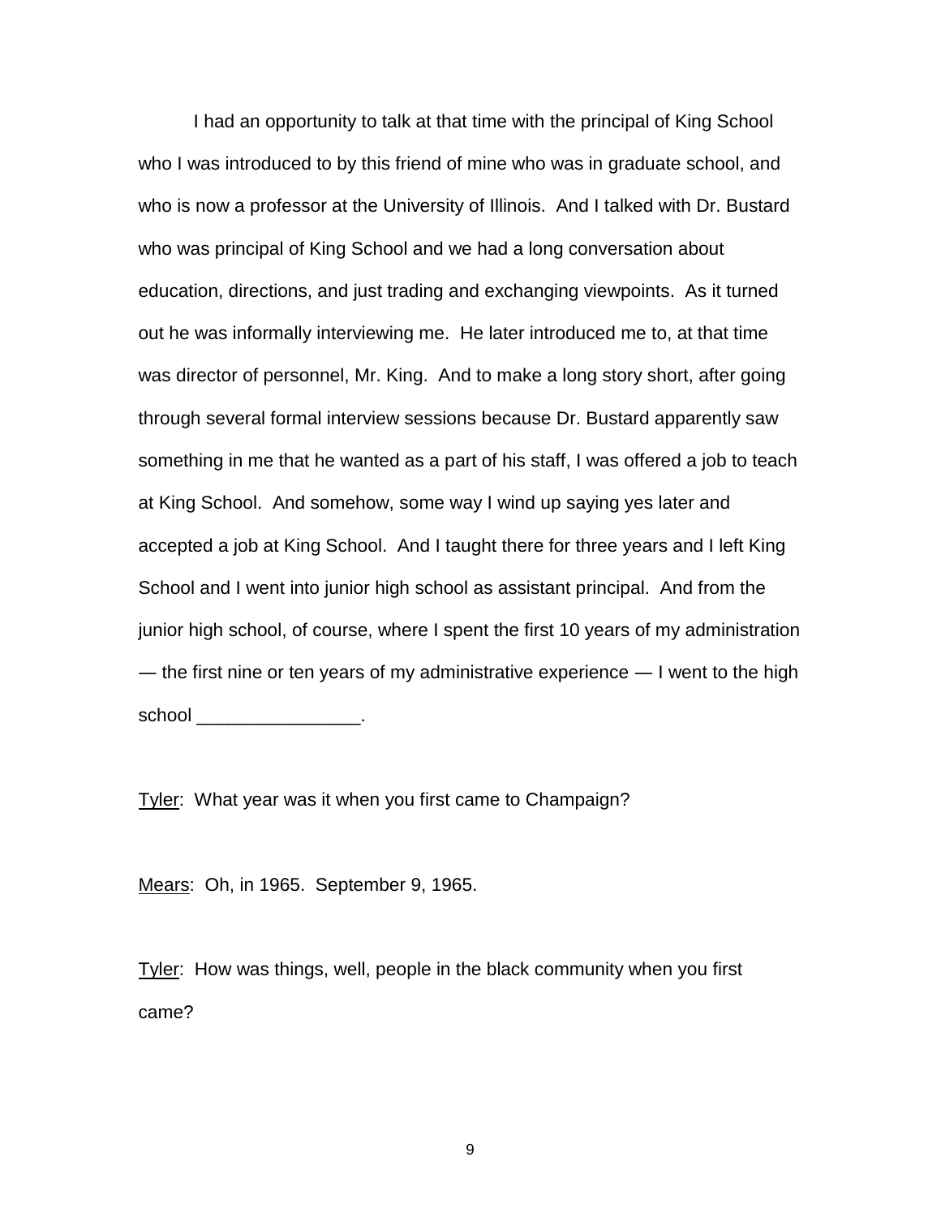I had an opportunity to talk at that time with the principal of King School who I was introduced to by this friend of mine who was in graduate school, and who is now a professor at the University of Illinois. And I talked with Dr. Bustard who was principal of King School and we had a long conversation about education, directions, and just trading and exchanging viewpoints. As it turned out he was informally interviewing me. He later introduced me to, at that time was director of personnel, Mr. King. And to make a long story short, after going through several formal interview sessions because Dr. Bustard apparently saw something in me that he wanted as a part of his staff, I was offered a job to teach at King School. And somehow, some way I wind up saying yes later and accepted a job at King School. And I taught there for three years and I left King School and I went into junior high school as assistant principal. And from the junior high school, of course, where I spent the first 10 years of my administration — the first nine or ten years of my administrative experience — I went to the high school ________________.

Tyler: What year was it when you first came to Champaign?

Mears: Oh, in 1965. September 9, 1965.

Tyler: How was things, well, people in the black community when you first came?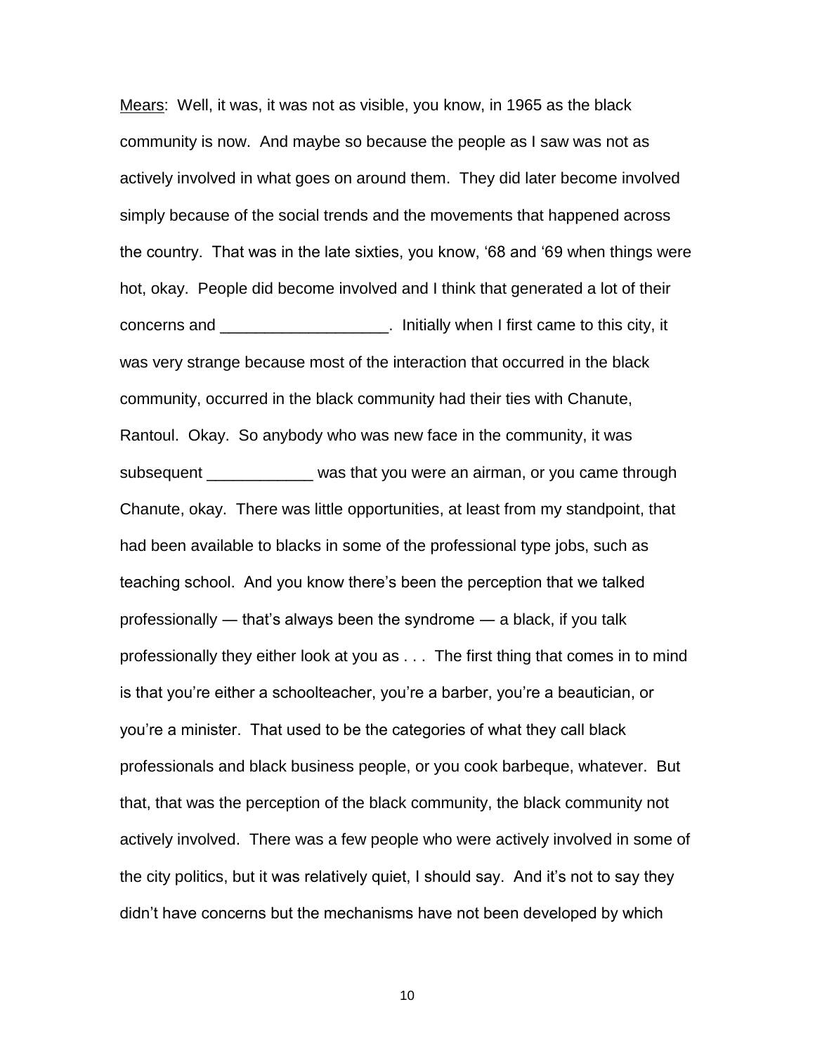Mears: Well, it was, it was not as visible, you know, in 1965 as the black community is now. And maybe so because the people as I saw was not as actively involved in what goes on around them. They did later become involved simply because of the social trends and the movements that happened across the country. That was in the late sixties, you know, '68 and '69 when things were hot, okay. People did become involved and I think that generated a lot of their concerns and ___________________. Initially when I first came to this city, it was very strange because most of the interaction that occurred in the black community, occurred in the black community had their ties with Chanute, Rantoul. Okay. So anybody who was new face in the community, it was subsequent ____________ was that you were an airman, or you came through Chanute, okay. There was little opportunities, at least from my standpoint, that had been available to blacks in some of the professional type jobs, such as teaching school. And you know there's been the perception that we talked professionally — that's always been the syndrome — a black, if you talk professionally they either look at you as . . . The first thing that comes in to mind is that you're either a schoolteacher, you're a barber, you're a beautician, or you're a minister. That used to be the categories of what they call black professionals and black business people, or you cook barbeque, whatever. But that, that was the perception of the black community, the black community not actively involved. There was a few people who were actively involved in some of the city politics, but it was relatively quiet, I should say. And it's not to say they didn't have concerns but the mechanisms have not been developed by which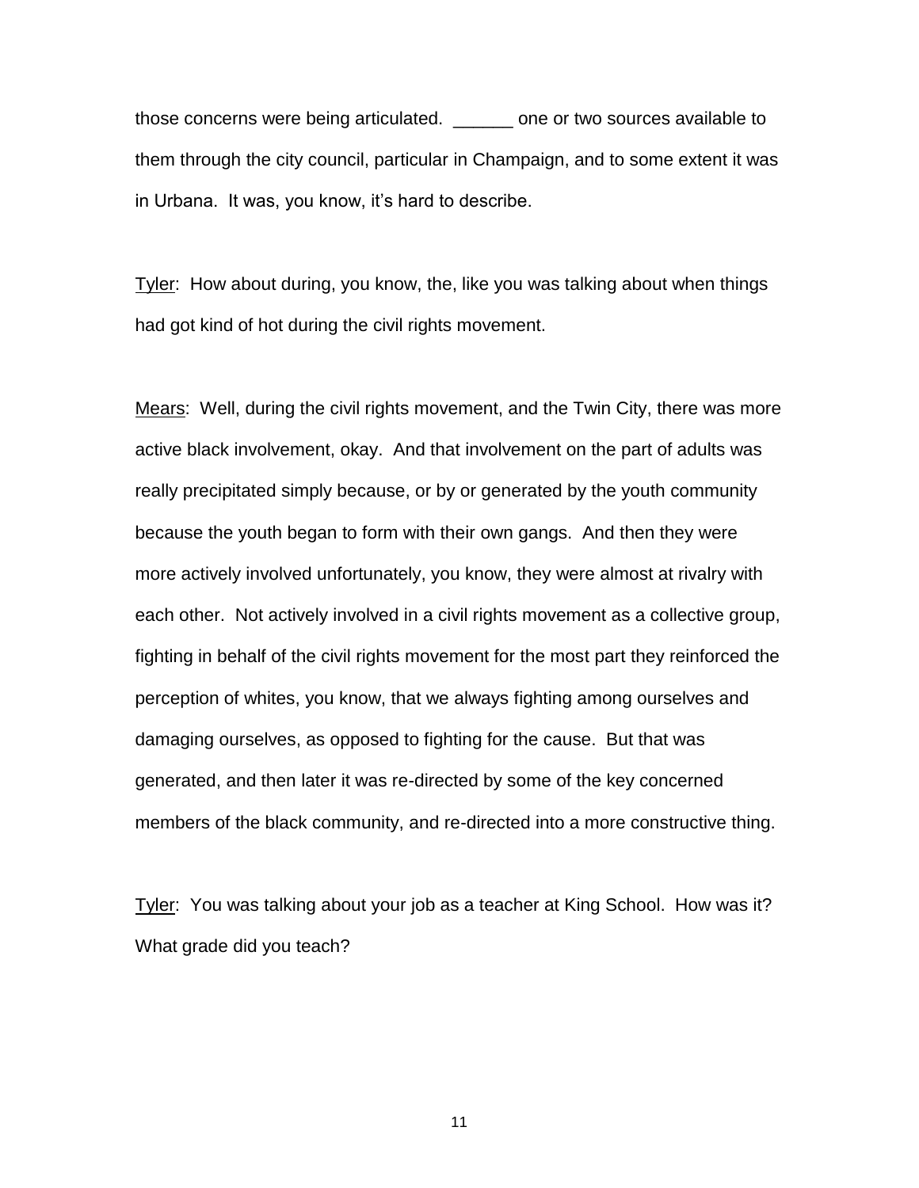those concerns were being articulated. ______ one or two sources available to them through the city council, particular in Champaign, and to some extent it was in Urbana. It was, you know, it's hard to describe.

<u>Tyler</u>: How about during, you know, the, like you was talking about when things had got kind of hot during the civil rights movement.

<u>Mears</u>: Well, during the civil rights movement, and the Twin City, there was more active black involvement, okay. And that involvement on the part of adults was really precipitated simply because, or by or generated by the youth community because the youth began to form with their own gangs. And then they were more actively involved unfortunately, you know, they were almost at rivalry with each other. Not actively involved in a civil rights movement as a collective group, fighting in behalf of the civil rights movement for the most part they reinforced the perception of whites, you know, that we always fighting among ourselves and damaging ourselves, as opposed to fighting for the cause. But that was generated, and then later it was re-directed by some of the key concerned members of the black community, and re-directed into a more constructive thing.

<u>Tyler</u>: You was talking about your job as a teacher at King School. How was it? What grade did you teach?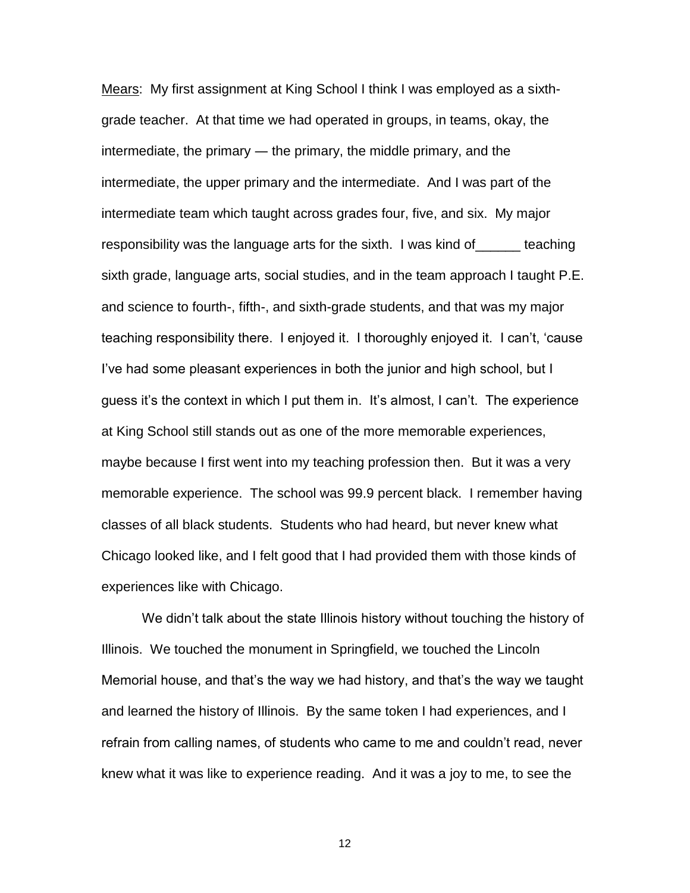Mears: My first assignment at King School I think I was employed as a sixth-grade teacher. At that time we had operated in groups, in teams, okay, the intermediate, the primary — the primary, the middle primary, and the intermediate, the upper primary and the intermediate. And I was part of the intermediate team which taught across grades four, five, and six. My major responsibility was the language arts for the sixth. I was kind of______ teaching sixth grade, language arts, social studies, and in the team approach I taught P.E. and science to fourth-, fifth-, and sixth-grade students, and that was my major teaching responsibility there. I enjoyed it. I thoroughly enjoyed it. I can't, 'cause I've had some pleasant experiences in both the junior and high school, but I guess it's the context in which I put them in. It's almost, I can't. The experience at King School still stands out as one of the more memorable experiences, maybe because I first went into my teaching profession then. But it was a very memorable experience. The school was 99.9 percent black. I remember having classes of all black students. Students who had heard, but never knew what Chicago looked like, and I felt good that I had provided them with those kinds of experiences like with Chicago.

We didn't talk about the state Illinois history without touching the history of Illinois. We touched the monument in Springfield, we touched the Lincoln Memorial house, and that's the way we had history, and that's the way we taught and learned the history of Illinois. By the same token I had experiences, and I refrain from calling names, of students who came to me and couldn't read, never knew what it was like to experience reading. And it was a joy to me, to see the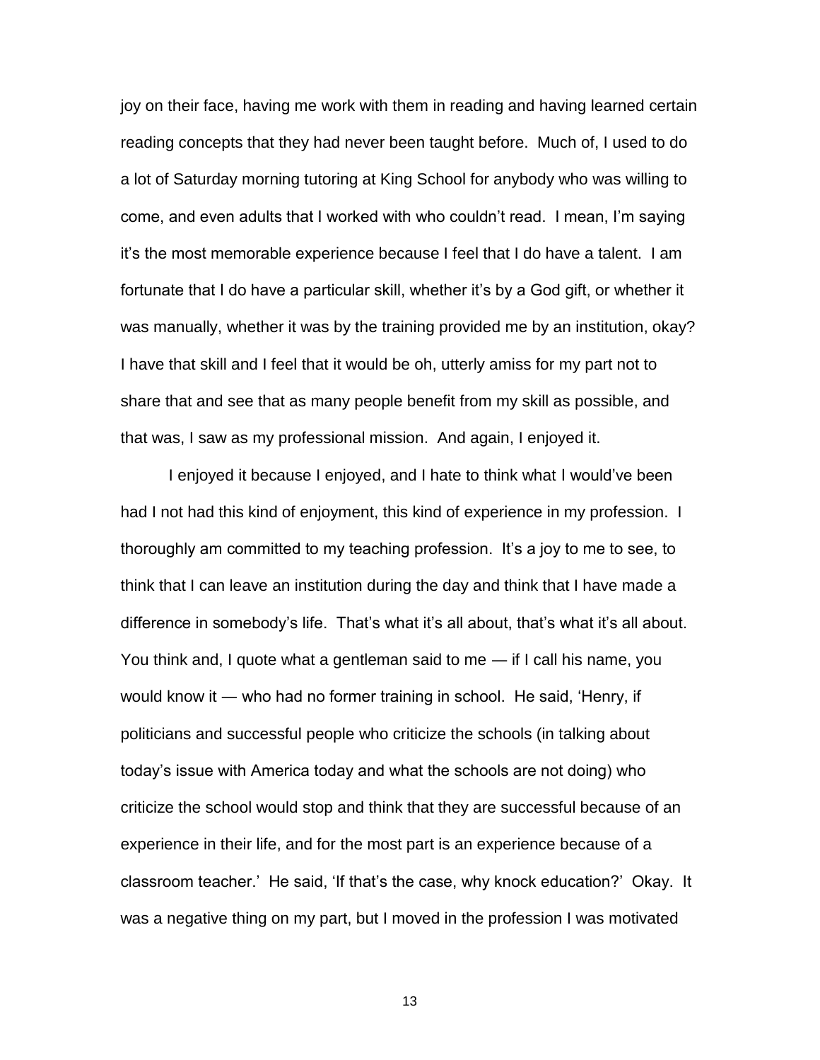joy on their face, having me work with them in reading and having learned certain reading concepts that they had never been taught before. Much of, I used to do a lot of Saturday morning tutoring at King School for anybody who was willing to come, and even adults that I worked with who couldn't read. I mean, I'm saying it's the most memorable experience because I feel that I do have a talent. I am fortunate that I do have a particular skill, whether it's by a God gift, or whether it was manually, whether it was by the training provided me by an institution, okay? I have that skill and I feel that it would be oh, utterly amiss for my part not to share that and see that as many people benefit from my skill as possible, and that was, I saw as my professional mission. And again, I enjoyed it.

I enjoyed it because I enjoyed, and I hate to think what I would've been had I not had this kind of enjoyment, this kind of experience in my profession. I thoroughly am committed to my teaching profession. It's a joy to me to see, to think that I can leave an institution during the day and think that I have made a difference in somebody's life. That's what it's all about, that's what it's all about. You think and, I quote what a gentleman said to me — if I call his name, you would know it — who had no former training in school. He said, 'Henry, if politicians and successful people who criticize the schools (in talking about today's issue with America today and what the schools are not doing) who criticize the school would stop and think that they are successful because of an experience in their life, and for the most part is an experience because of a classroom teacher.' He said, 'If that's the case, why knock education?' Okay. It was a negative thing on my part, but I moved in the profession I was motivated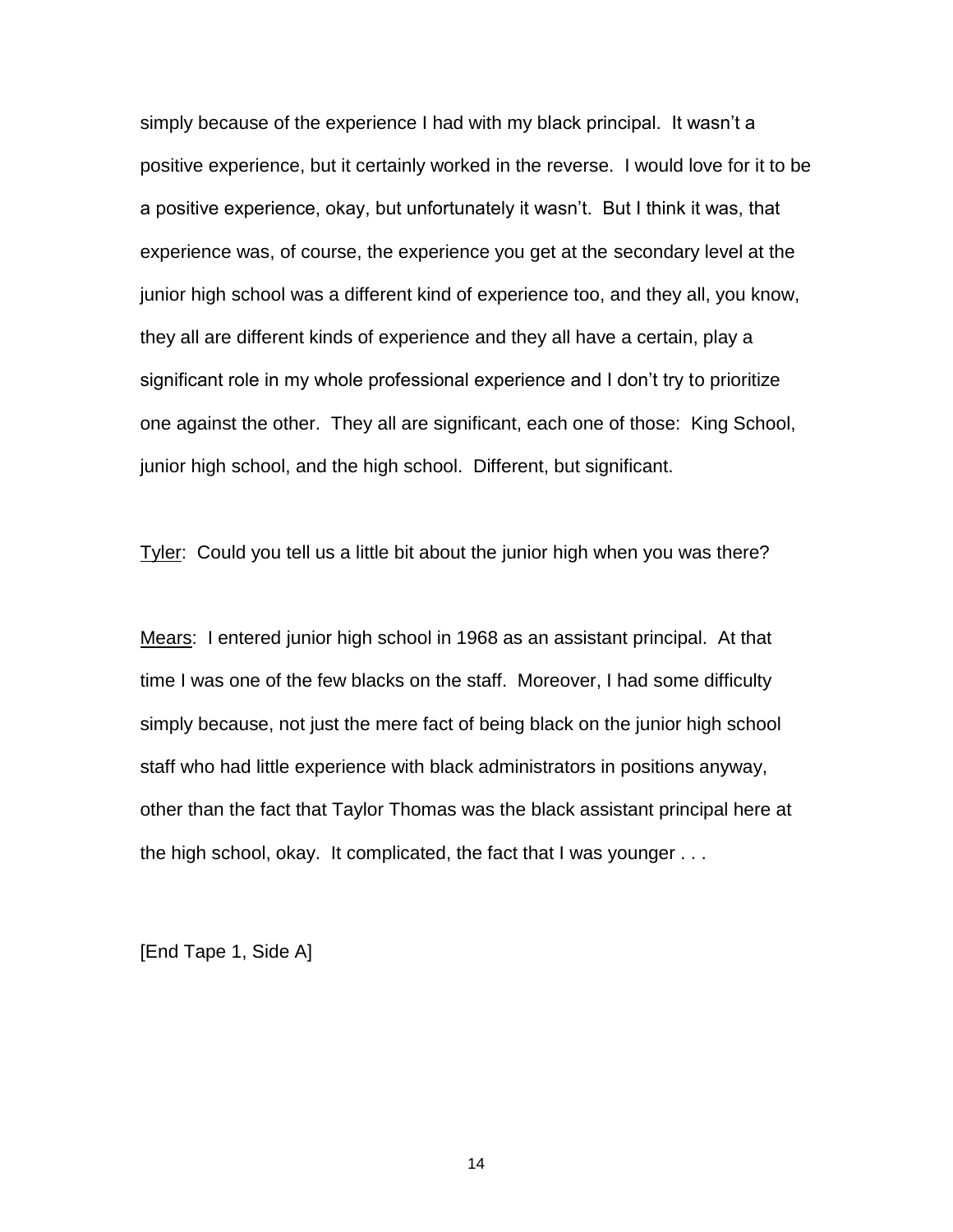simply because of the experience I had with my black principal. It wasn't a positive experience, but it certainly worked in the reverse. I would love for it to be a positive experience, okay, but unfortunately it wasn't. But I think it was, that experience was, of course, the experience you get at the secondary level at the junior high school was a different kind of experience too, and they all, you know, they all are different kinds of experience and they all have a certain, play a significant role in my whole professional experience and I don't try to prioritize one against the other. They all are significant, each one of those: King School, junior high school, and the high school. Different, but significant.

<u>Tyler</u>: Could you tell us a little bit about the junior high when you was there?

<u>Mears</u>: I entered junior high school in 1968 as an assistant principal. At that time I was one of the few blacks on the staff. Moreover, I had some difficulty simply because, not just the mere fact of being black on the junior high school staff who had little experience with black administrators in positions anyway, other than the fact that Taylor Thomas was the black assistant principal here at the high school, okay. It complicated, the fact that I was younger . . .

[End Tape 1, Side A]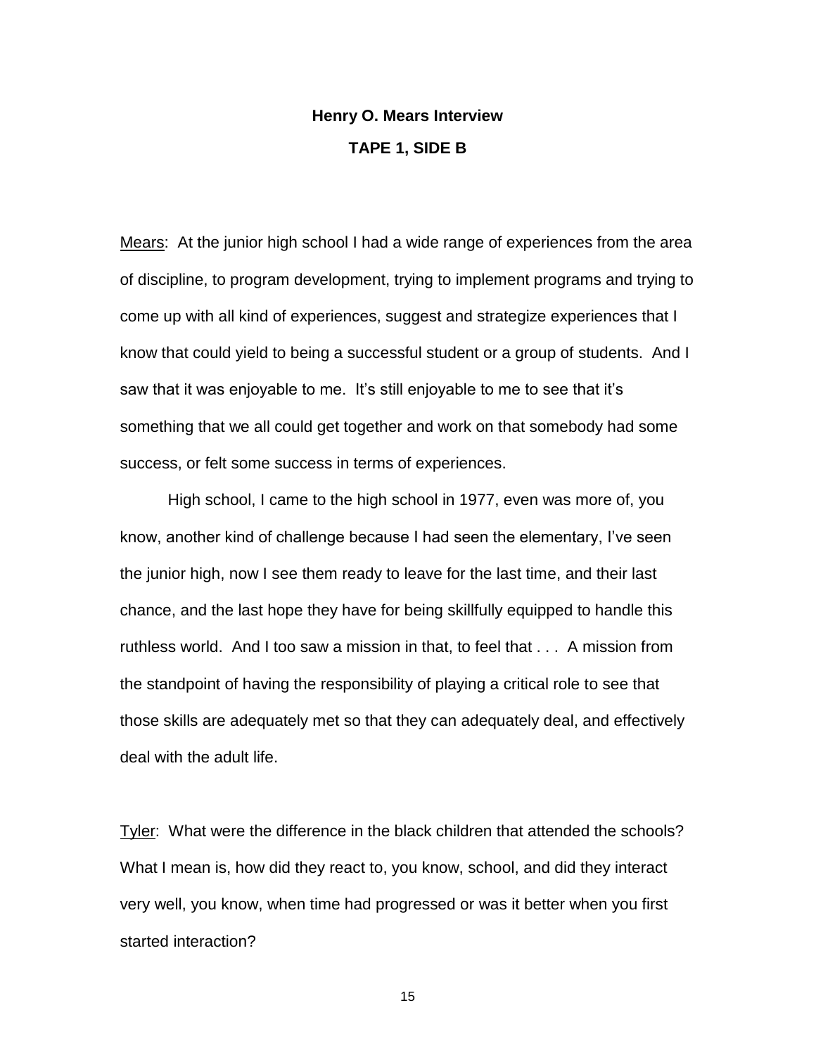**Henry O. Mears Interview**

**TAPE 1, SIDE B**

Mears: At the junior high school I had a wide range of experiences from the area of discipline, to program development, trying to implement programs and trying to come up with all kind of experiences, suggest and strategize experiences that I know that could yield to being a successful student or a group of students. And I saw that it was enjoyable to me. It's still enjoyable to me to see that it's something that we all could get together and work on that somebody had some success, or felt some success in terms of experiences.

High school, I came to the high school in 1977, even was more of, you know, another kind of challenge because I had seen the elementary, I've seen the junior high, now I see them ready to leave for the last time, and their last chance, and the last hope they have for being skillfully equipped to handle this ruthless world. And I too saw a mission in that, to feel that . . . A mission from the standpoint of having the responsibility of playing a critical role to see that those skills are adequately met so that they can adequately deal, and effectively deal with the adult life.

Tyler: What were the difference in the black children that attended the schools? What I mean is, how did they react to, you know, school, and did they interact very well, you know, when time had progressed or was it better when you first started interaction?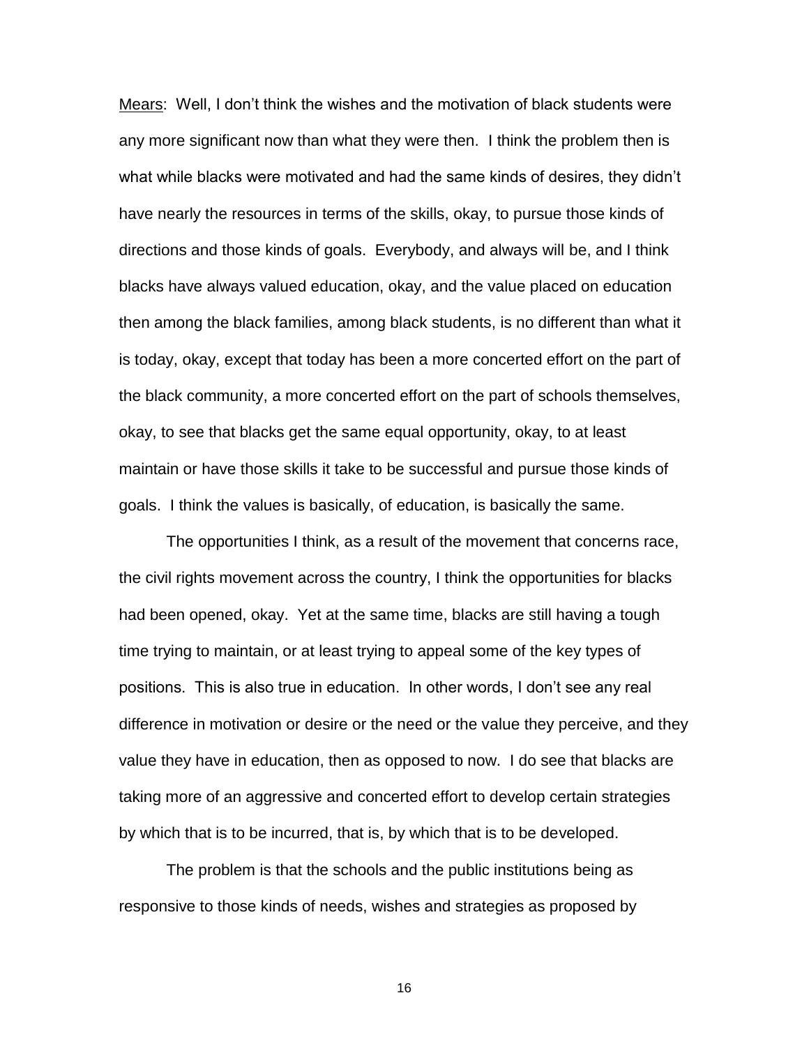<u>Mears</u>: Well, I don't think the wishes and the motivation of black students were any more significant now than what they were then. I think the problem then is what while blacks were motivated and had the same kinds of desires, they didn't have nearly the resources in terms of the skills, okay, to pursue those kinds of directions and those kinds of goals. Everybody, and always will be, and I think blacks have always valued education, okay, and the value placed on education then among the black families, among black students, is no different than what it is today, okay, except that today has been a more concerted effort on the part of the black community, a more concerted effort on the part of schools themselves, okay, to see that blacks get the same equal opportunity, okay, to at least maintain or have those skills it take to be successful and pursue those kinds of goals. I think the values is basically, of education, is basically the same.

The opportunities I think, as a result of the movement that concerns race, the civil rights movement across the country, I think the opportunities for blacks had been opened, okay. Yet at the same time, blacks are still having a tough time trying to maintain, or at least trying to appeal some of the key types of positions. This is also true in education. In other words, I don't see any real difference in motivation or desire or the need or the value they perceive, and they value they have in education, then as opposed to now. I do see that blacks are taking more of an aggressive and concerted effort to develop certain strategies by which that is to be incurred, that is, by which that is to be developed.

The problem is that the schools and the public institutions being as responsive to those kinds of needs, wishes and strategies as proposed by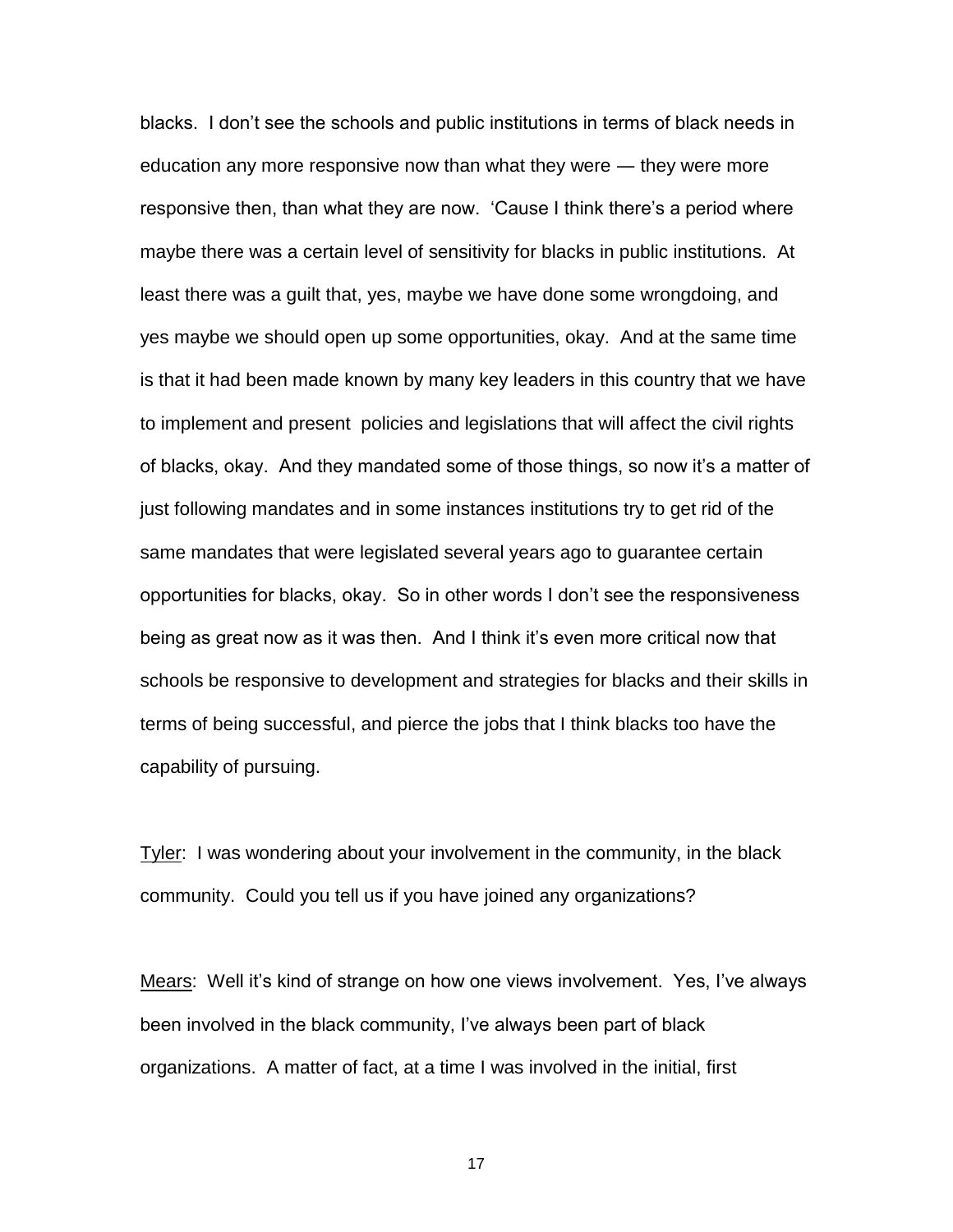blacks. I don't see the schools and public institutions in terms of black needs in education any more responsive now than what they were — they were more responsive then, than what they are now. 'Cause I think there's a period where maybe there was a certain level of sensitivity for blacks in public institutions. At least there was a guilt that, yes, maybe we have done some wrongdoing, and yes maybe we should open up some opportunities, okay. And at the same time is that it had been made known by many key leaders in this country that we have to implement and present policies and legislations that will affect the civil rights of blacks, okay. And they mandated some of those things, so now it's a matter of just following mandates and in some instances institutions try to get rid of the same mandates that were legislated several years ago to guarantee certain opportunities for blacks, okay. So in other words I don't see the responsiveness being as great now as it was then. And I think it's even more critical now that schools be responsive to development and strategies for blacks and their skills in terms of being successful, and pierce the jobs that I think blacks too have the capability of pursuing.

<u>Tyler</u>: I was wondering about your involvement in the community, in the black community. Could you tell us if you have joined any organizations?

<u>Mears</u>: Well it's kind of strange on how one views involvement. Yes, I've always been involved in the black community, I've always been part of black organizations. A matter of fact, at a time I was involved in the initial, first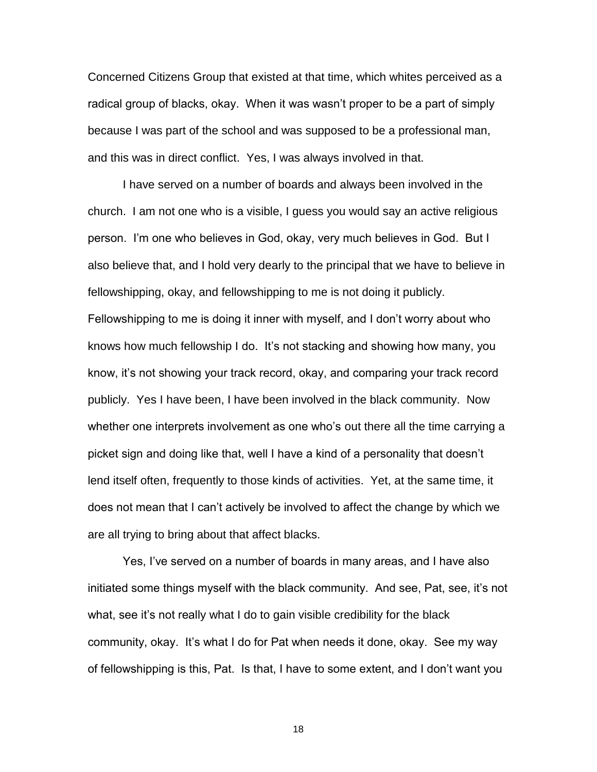Concerned Citizens Group that existed at that time, which whites perceived as a radical group of blacks, okay. When it was wasn't proper to be a part of simply because I was part of the school and was supposed to be a professional man, and this was in direct conflict. Yes, I was always involved in that.

I have served on a number of boards and always been involved in the church. I am not one who is a visible, I guess you would say an active religious person. I'm one who believes in God, okay, very much believes in God. But I also believe that, and I hold very dearly to the principal that we have to believe in fellowshipping, okay, and fellowshipping to me is not doing it publicly. Fellowshipping to me is doing it inner with myself, and I don't worry about who knows how much fellowship I do. It's not stacking and showing how many, you know, it's not showing your track record, okay, and comparing your track record publicly. Yes I have been, I have been involved in the black community. Now whether one interprets involvement as one who's out there all the time carrying a picket sign and doing like that, well I have a kind of a personality that doesn't lend itself often, frequently to those kinds of activities. Yet, at the same time, it does not mean that I can't actively be involved to affect the change by which we are all trying to bring about that affect blacks.

Yes, I've served on a number of boards in many areas, and I have also initiated some things myself with the black community. And see, Pat, see, it's not what, see it's not really what I do to gain visible credibility for the black community, okay. It's what I do for Pat when needs it done, okay. See my way of fellowshipping is this, Pat. Is that, I have to some extent, and I don't want you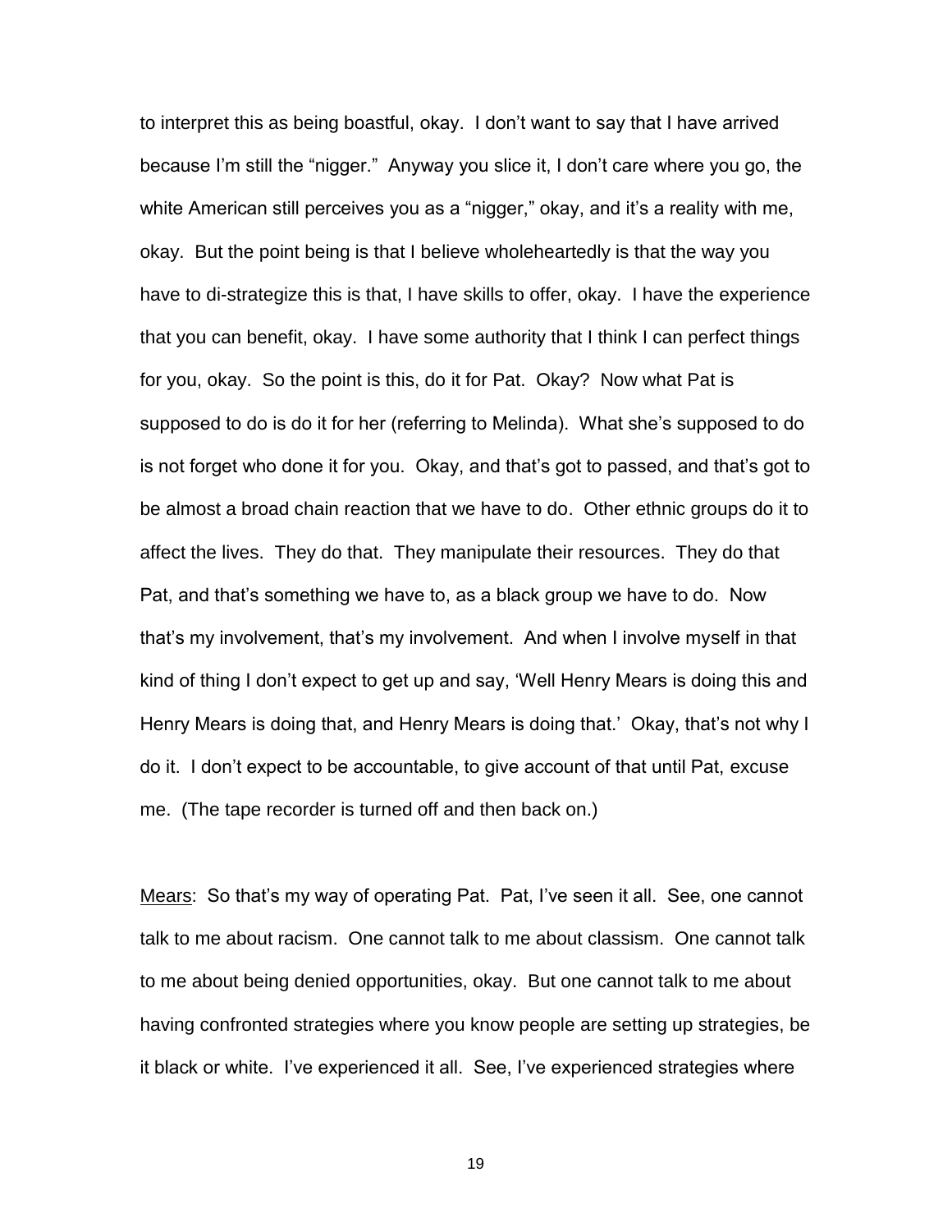to interpret this as being boastful, okay. I don't want to say that I have arrived because I'm still the "nigger." Anyway you slice it, I don't care where you go, the white American still perceives you as a "nigger," okay, and it's a reality with me, okay. But the point being is that I believe wholeheartedly is that the way you have to di-strategize this is that, I have skills to offer, okay. I have the experience that you can benefit, okay. I have some authority that I think I can perfect things for you, okay. So the point is this, do it for Pat. Okay? Now what Pat is supposed to do is do it for her (referring to Melinda). What she's supposed to do is not forget who done it for you. Okay, and that's got to passed, and that's got to be almost a broad chain reaction that we have to do. Other ethnic groups do it to affect the lives. They do that. They manipulate their resources. They do that Pat, and that's something we have to, as a black group we have to do. Now that's my involvement, that's my involvement. And when I involve myself in that kind of thing I don't expect to get up and say, 'Well Henry Mears is doing this and Henry Mears is doing that, and Henry Mears is doing that.' Okay, that's not why I do it. I don't expect to be accountable, to give account of that until Pat, excuse me. (The tape recorder is turned off and then back on.)

Mears: So that's my way of operating Pat. Pat, I've seen it all. See, one cannot talk to me about racism. One cannot talk to me about classism. One cannot talk to me about being denied opportunities, okay. But one cannot talk to me about having confronted strategies where you know people are setting up strategies, be it black or white. I've experienced it all. See, I've experienced strategies where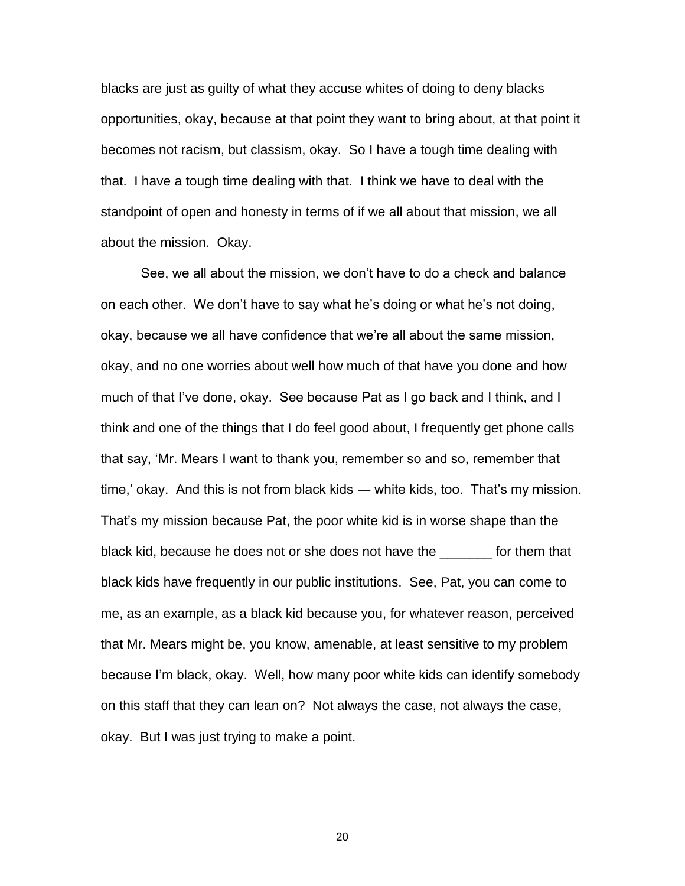blacks are just as guilty of what they accuse whites of doing to deny blacks opportunities, okay, because at that point they want to bring about, at that point it becomes not racism, but classism, okay. So I have a tough time dealing with that. I have a tough time dealing with that. I think we have to deal with the standpoint of open and honesty in terms of if we all about that mission, we all about the mission. Okay.

See, we all about the mission, we don't have to do a check and balance on each other. We don't have to say what he's doing or what he's not doing, okay, because we all have confidence that we're all about the same mission, okay, and no one worries about well how much of that have you done and how much of that I've done, okay. See because Pat as I go back and I think, and I think and one of the things that I do feel good about, I frequently get phone calls that say, 'Mr. Mears I want to thank you, remember so and so, remember that time,' okay. And this is not from black kids — white kids, too. That's my mission. That's my mission because Pat, the poor white kid is in worse shape than the black kid, because he does not or she does not have the _______ for them that black kids have frequently in our public institutions. See, Pat, you can come to me, as an example, as a black kid because you, for whatever reason, perceived that Mr. Mears might be, you know, amenable, at least sensitive to my problem because I'm black, okay. Well, how many poor white kids can identify somebody on this staff that they can lean on? Not always the case, not always the case, okay. But I was just trying to make a point.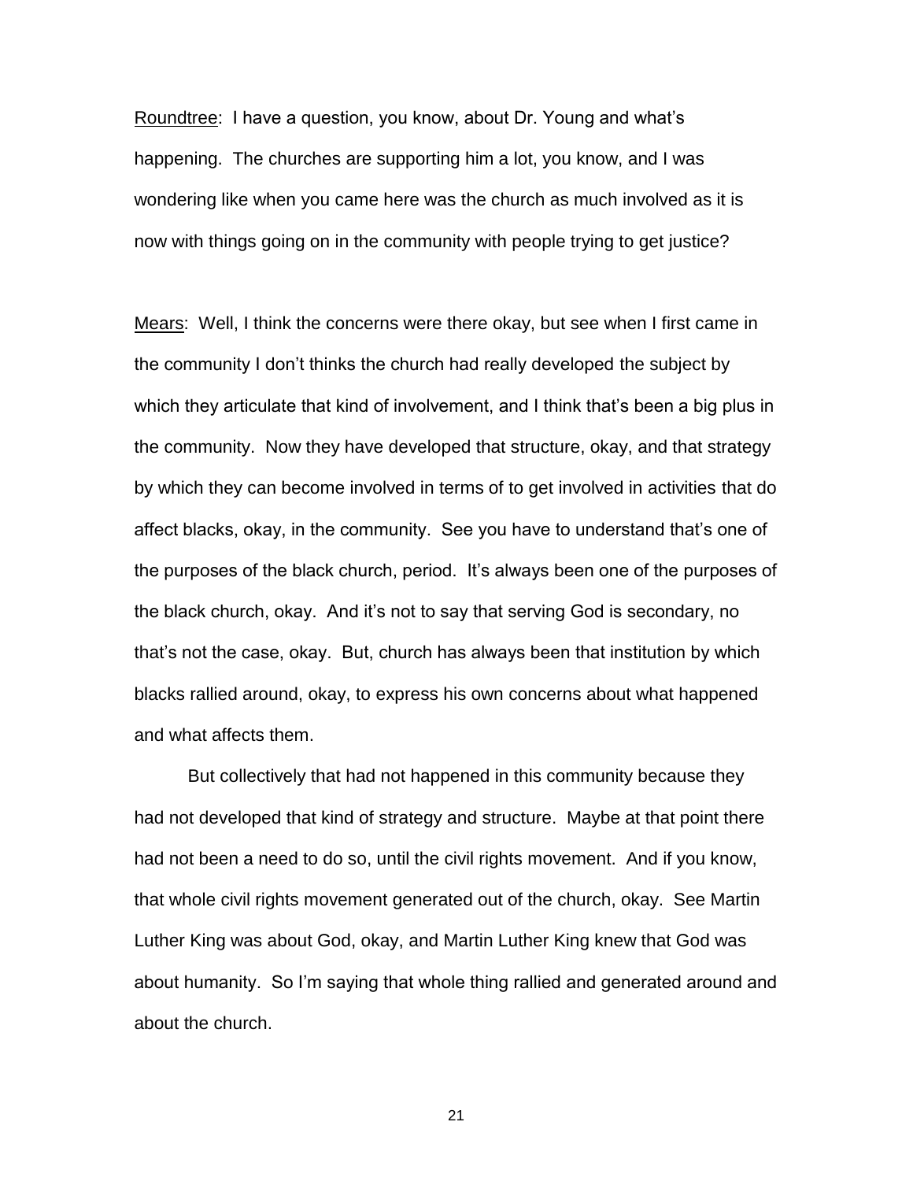Roundtree: I have a question, you know, about Dr. Young and what's happening. The churches are supporting him a lot, you know, and I was wondering like when you came here was the church as much involved as it is now with things going on in the community with people trying to get justice?

Mears: Well, I think the concerns were there okay, but see when I first came in the community I don't thinks the church had really developed the subject by which they articulate that kind of involvement, and I think that's been a big plus in the community. Now they have developed that structure, okay, and that strategy by which they can become involved in terms of to get involved in activities that do affect blacks, okay, in the community. See you have to understand that's one of the purposes of the black church, period. It's always been one of the purposes of the black church, okay. And it's not to say that serving God is secondary, no that's not the case, okay. But, church has always been that institution by which blacks rallied around, okay, to express his own concerns about what happened and what affects them.

But collectively that had not happened in this community because they had not developed that kind of strategy and structure. Maybe at that point there had not been a need to do so, until the civil rights movement. And if you know, that whole civil rights movement generated out of the church, okay. See Martin Luther King was about God, okay, and Martin Luther King knew that God was about humanity. So I'm saying that whole thing rallied and generated around and about the church.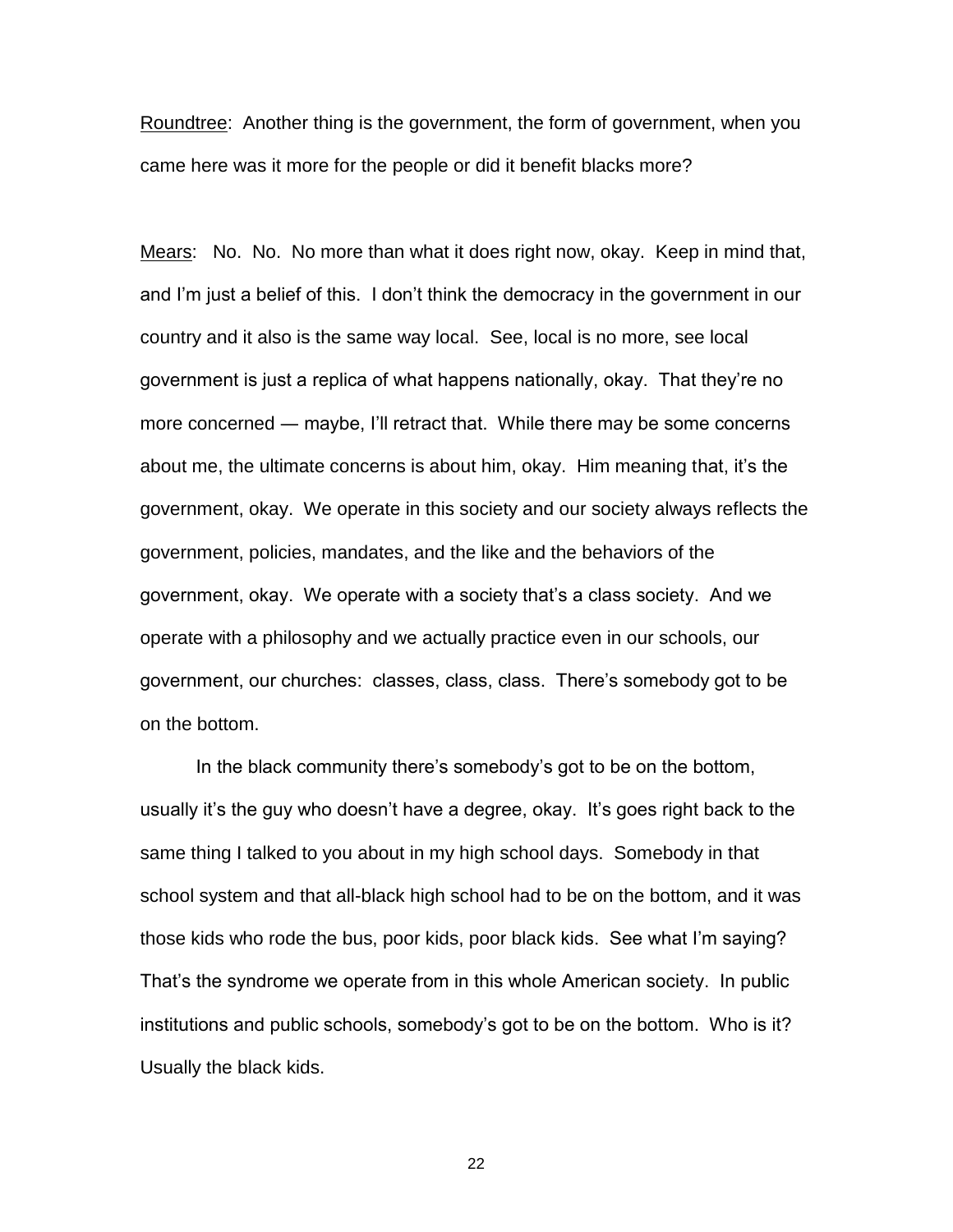<u>Roundtree</u>: Another thing is the government, the form of government, when you came here was it more for the people or did it benefit blacks more?

<u>Mears</u>: No. No. No more than what it does right now, okay. Keep in mind that, and I'm just a belief of this. I don't think the democracy in the government in our country and it also is the same way local. See, local is no more, see local government is just a replica of what happens nationally, okay. That they're no more concerned — maybe, I'll retract that. While there may be some concerns about me, the ultimate concerns is about him, okay. Him meaning that, it's the government, okay. We operate in this society and our society always reflects the government, policies, mandates, and the like and the behaviors of the government, okay. We operate with a society that's a class society. And we operate with a philosophy and we actually practice even in our schools, our government, our churches: classes, class, class. There's somebody got to be on the bottom.

In the black community there's somebody's got to be on the bottom, usually it's the guy who doesn't have a degree, okay. It's goes right back to the same thing I talked to you about in my high school days. Somebody in that school system and that all-black high school had to be on the bottom, and it was those kids who rode the bus, poor kids, poor black kids. See what I'm saying? That's the syndrome we operate from in this whole American society. In public institutions and public schools, somebody's got to be on the bottom. Who is it? Usually the black kids.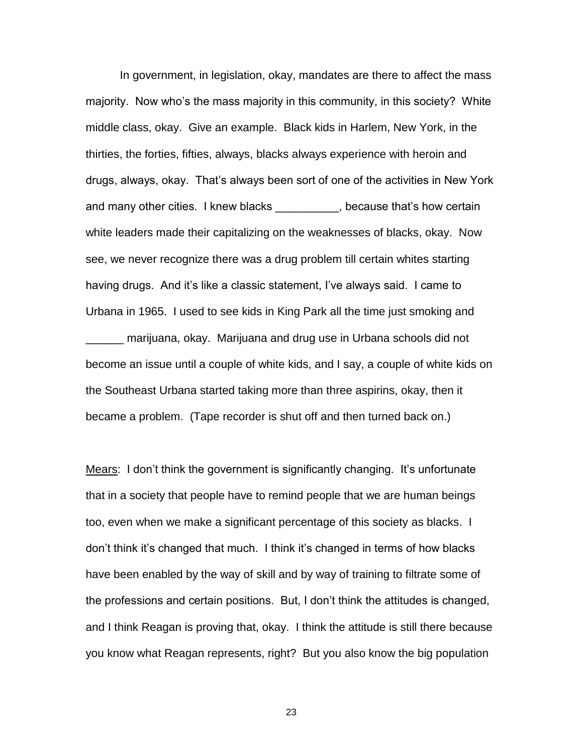In government, in legislation, okay, mandates are there to affect the mass majority. Now who's the mass majority in this community, in this society? White middle class, okay. Give an example. Black kids in Harlem, New York, in the thirties, the forties, fifties, always, blacks always experience with heroin and drugs, always, okay. That's always been sort of one of the activities in New York and many other cities. I knew blacks __________, because that's how certain white leaders made their capitalizing on the weaknesses of blacks, okay. Now see, we never recognize there was a drug problem till certain whites starting having drugs. And it's like a classic statement, I've always said. I came to Urbana in 1965. I used to see kids in King Park all the time just smoking and ______ marijuana, okay. Marijuana and drug use in Urbana schools did not become an issue until a couple of white kids, and I say, a couple of white kids on the Southeast Urbana started taking more than three aspirins, okay, then it became a problem. (Tape recorder is shut off and then turned back on.)

<u>Mears</u>: I don't think the government is significantly changing. It's unfortunate that in a society that people have to remind people that we are human beings too, even when we make a significant percentage of this society as blacks. I don't think it's changed that much. I think it's changed in terms of how blacks have been enabled by the way of skill and by way of training to filtrate some of the professions and certain positions. But, I don't think the attitudes is changed, and I think Reagan is proving that, okay. I think the attitude is still there because you know what Reagan represents, right? But you also know the big population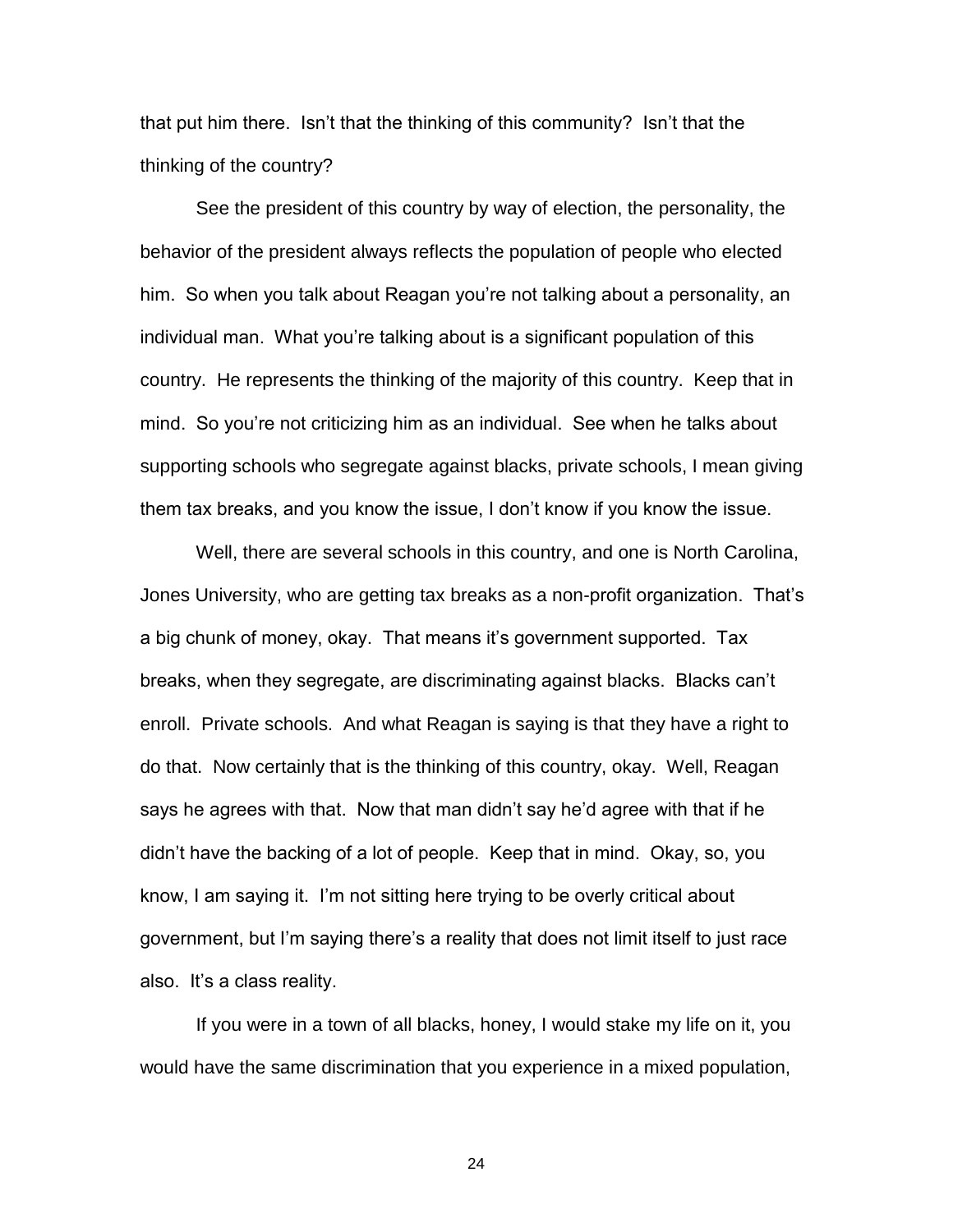that put him there. Isn't that the thinking of this community? Isn't that the thinking of the country?

See the president of this country by way of election, the personality, the behavior of the president always reflects the population of people who elected him. So when you talk about Reagan you're not talking about a personality, an individual man. What you're talking about is a significant population of this country. He represents the thinking of the majority of this country. Keep that in mind. So you're not criticizing him as an individual. See when he talks about supporting schools who segregate against blacks, private schools, I mean giving them tax breaks, and you know the issue, I don't know if you know the issue.

Well, there are several schools in this country, and one is North Carolina, Jones University, who are getting tax breaks as a non-profit organization. That's a big chunk of money, okay. That means it's government supported. Tax breaks, when they segregate, are discriminating against blacks. Blacks can't enroll. Private schools. And what Reagan is saying is that they have a right to do that. Now certainly that is the thinking of this country, okay. Well, Reagan says he agrees with that. Now that man didn't say he'd agree with that if he didn't have the backing of a lot of people. Keep that in mind. Okay, so, you know, I am saying it. I'm not sitting here trying to be overly critical about government, but I'm saying there's a reality that does not limit itself to just race also. It's a class reality.

If you were in a town of all blacks, honey, I would stake my life on it, you would have the same discrimination that you experience in a mixed population,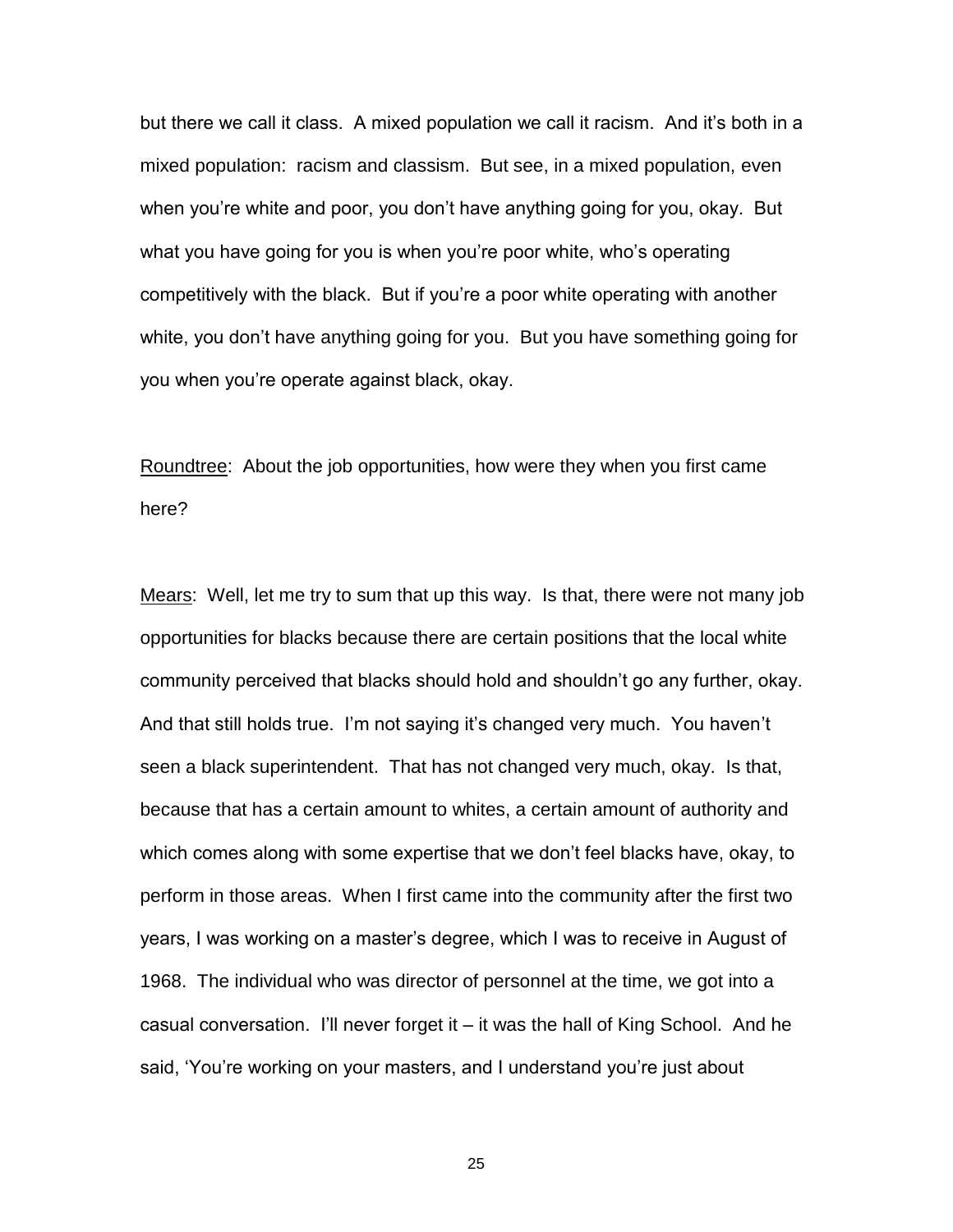but there we call it class. A mixed population we call it racism. And it's both in a mixed population: racism and classism. But see, in a mixed population, even when you're white and poor, you don't have anything going for you, okay. But what you have going for you is when you're poor white, who's operating competitively with the black. But if you're a poor white operating with another white, you don't have anything going for you. But you have something going for you when you're operate against black, okay.

Roundtree: About the job opportunities, how were they when you first came here?

Mears: Well, let me try to sum that up this way. Is that, there were not many job opportunities for blacks because there are certain positions that the local white community perceived that blacks should hold and shouldn't go any further, okay. And that still holds true. I'm not saying it's changed very much. You haven't seen a black superintendent. That has not changed very much, okay. Is that, because that has a certain amount to whites, a certain amount of authority and which comes along with some expertise that we don't feel blacks have, okay, to perform in those areas. When I first came into the community after the first two years, I was working on a master's degree, which I was to receive in August of 1968. The individual who was director of personnel at the time, we got into a casual conversation. I'll never forget it – it was the hall of King School. And he said, 'You're working on your masters, and I understand you're just about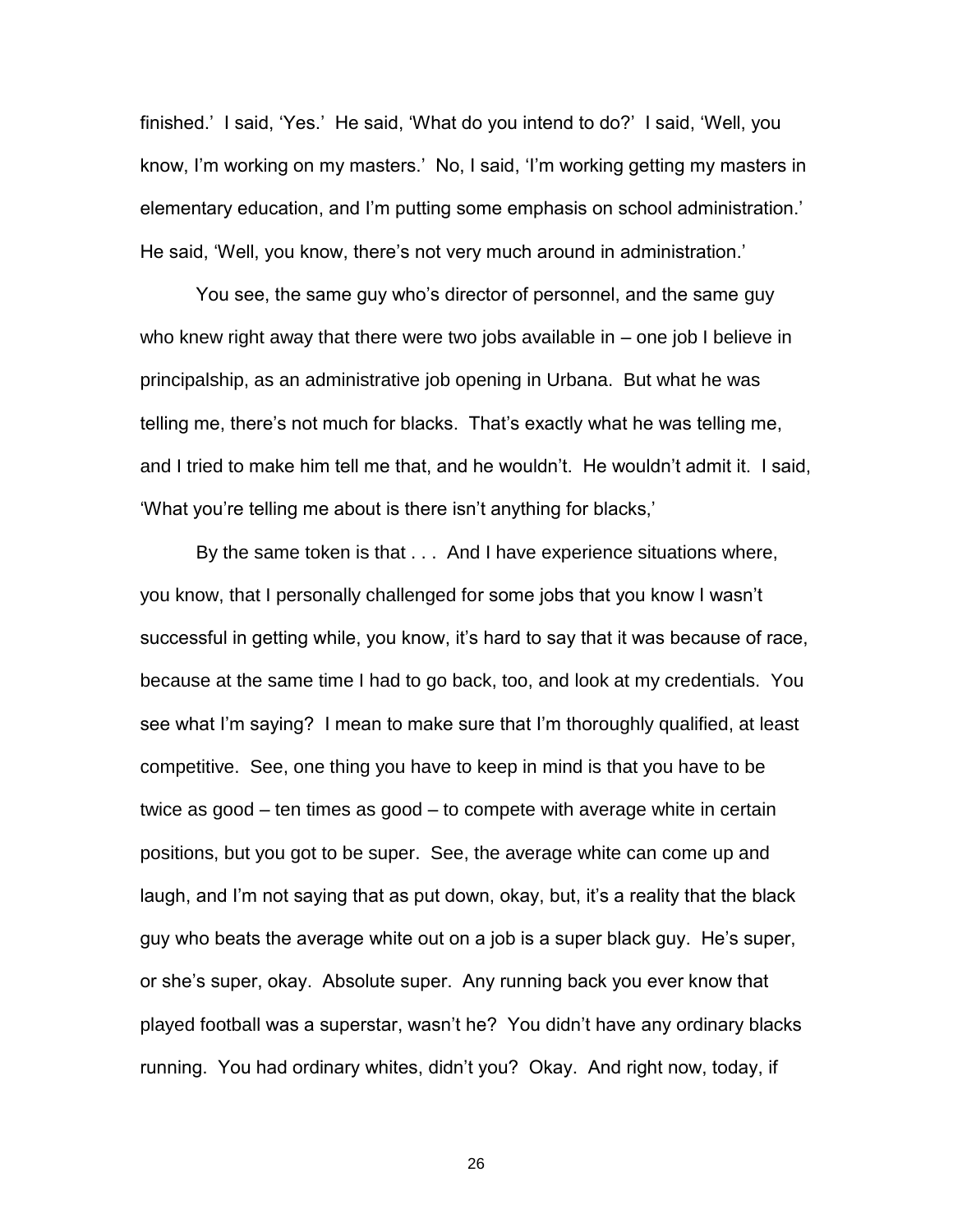finished.' I said, 'Yes.' He said, 'What do you intend to do?' I said, 'Well, you know, I'm working on my masters.' No, I said, 'I'm working getting my masters in elementary education, and I'm putting some emphasis on school administration.' He said, 'Well, you know, there's not very much around in administration.'

You see, the same guy who's director of personnel, and the same guy who knew right away that there were two jobs available in – one job I believe in principalship, as an administrative job opening in Urbana. But what he was telling me, there's not much for blacks. That's exactly what he was telling me, and I tried to make him tell me that, and he wouldn't. He wouldn't admit it. I said, 'What you're telling me about is there isn't anything for blacks,'

By the same token is that . . . And I have experience situations where, you know, that I personally challenged for some jobs that you know I wasn't successful in getting while, you know, it's hard to say that it was because of race, because at the same time I had to go back, too, and look at my credentials. You see what I'm saying? I mean to make sure that I'm thoroughly qualified, at least competitive. See, one thing you have to keep in mind is that you have to be twice as good – ten times as good – to compete with average white in certain positions, but you got to be super. See, the average white can come up and laugh, and I'm not saying that as put down, okay, but, it's a reality that the black guy who beats the average white out on a job is a super black guy. He's super, or she's super, okay. Absolute super. Any running back you ever know that played football was a superstar, wasn't he? You didn't have any ordinary blacks running. You had ordinary whites, didn't you? Okay. And right now, today, if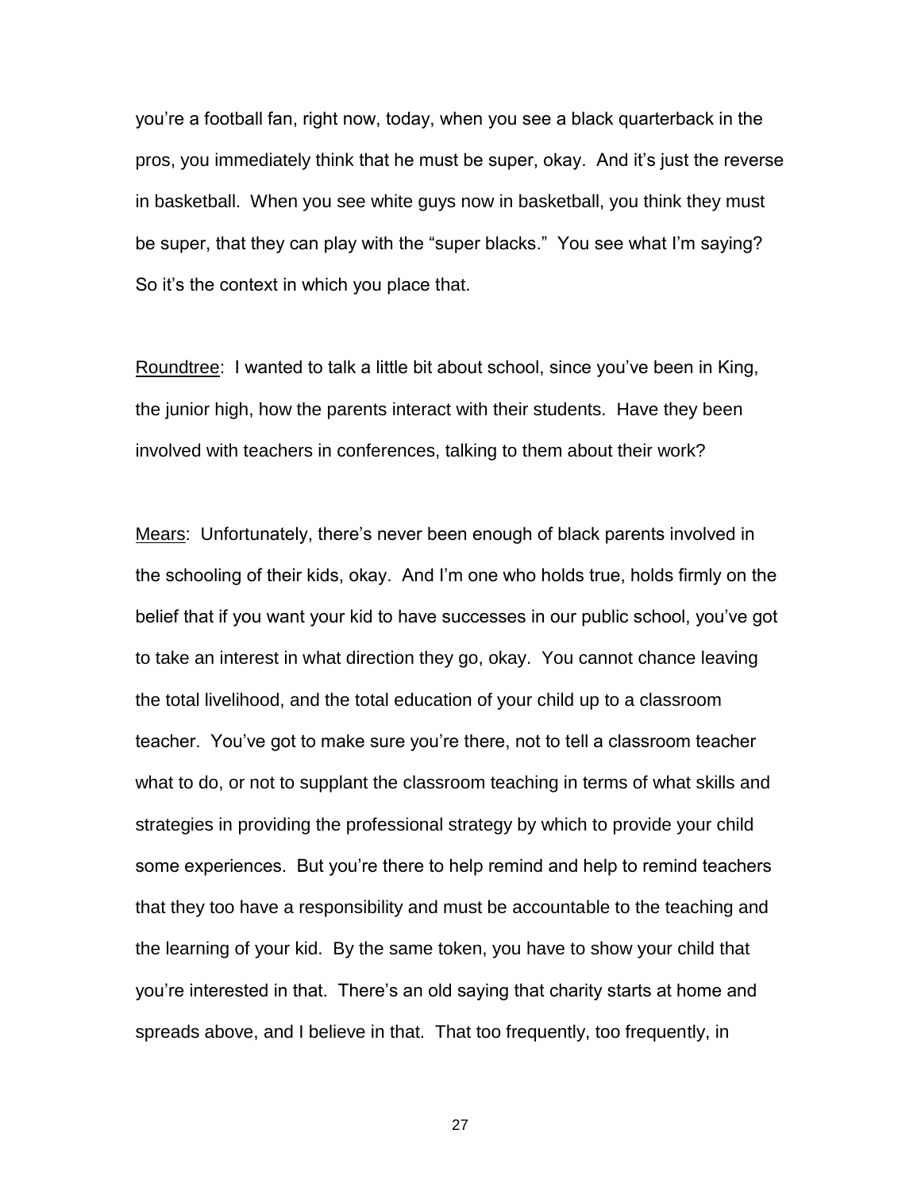you're a football fan, right now, today, when you see a black quarterback in the pros, you immediately think that he must be super, okay. And it's just the reverse in basketball. When you see white guys now in basketball, you think they must be super, that they can play with the "super blacks." You see what I'm saying? So it's the context in which you place that.

Roundtree: I wanted to talk a little bit about school, since you've been in King, the junior high, how the parents interact with their students. Have they been involved with teachers in conferences, talking to them about their work?

Mears: Unfortunately, there's never been enough of black parents involved in the schooling of their kids, okay. And I'm one who holds true, holds firmly on the belief that if you want your kid to have successes in our public school, you've got to take an interest in what direction they go, okay. You cannot chance leaving the total livelihood, and the total education of your child up to a classroom teacher. You've got to make sure you're there, not to tell a classroom teacher what to do, or not to supplant the classroom teaching in terms of what skills and strategies in providing the professional strategy by which to provide your child some experiences. But you're there to help remind and help to remind teachers that they too have a responsibility and must be accountable to the teaching and the learning of your kid. By the same token, you have to show your child that you're interested in that. There's an old saying that charity starts at home and spreads above, and I believe in that. That too frequently, too frequently, in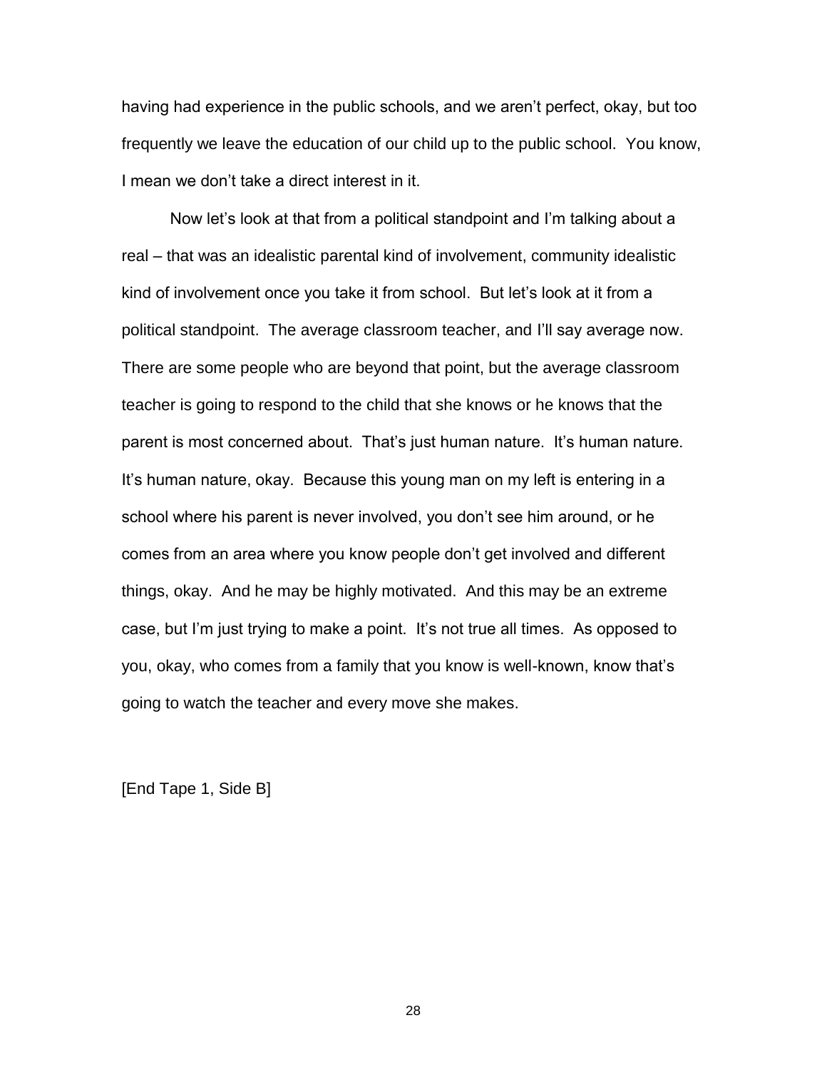having had experience in the public schools, and we aren't perfect, okay, but too frequently we leave the education of our child up to the public school. You know, I mean we don't take a direct interest in it.

Now let's look at that from a political standpoint and I'm talking about a real – that was an idealistic parental kind of involvement, community idealistic kind of involvement once you take it from school. But let's look at it from a political standpoint. The average classroom teacher, and I'll say average now. There are some people who are beyond that point, but the average classroom teacher is going to respond to the child that she knows or he knows that the parent is most concerned about. That's just human nature. It's human nature. It's human nature, okay. Because this young man on my left is entering in a school where his parent is never involved, you don't see him around, or he comes from an area where you know people don't get involved and different things, okay. And he may be highly motivated. And this may be an extreme case, but I'm just trying to make a point. It's not true all times. As opposed to you, okay, who comes from a family that you know is well-known, know that's going to watch the teacher and every move she makes.

[End Tape 1, Side B]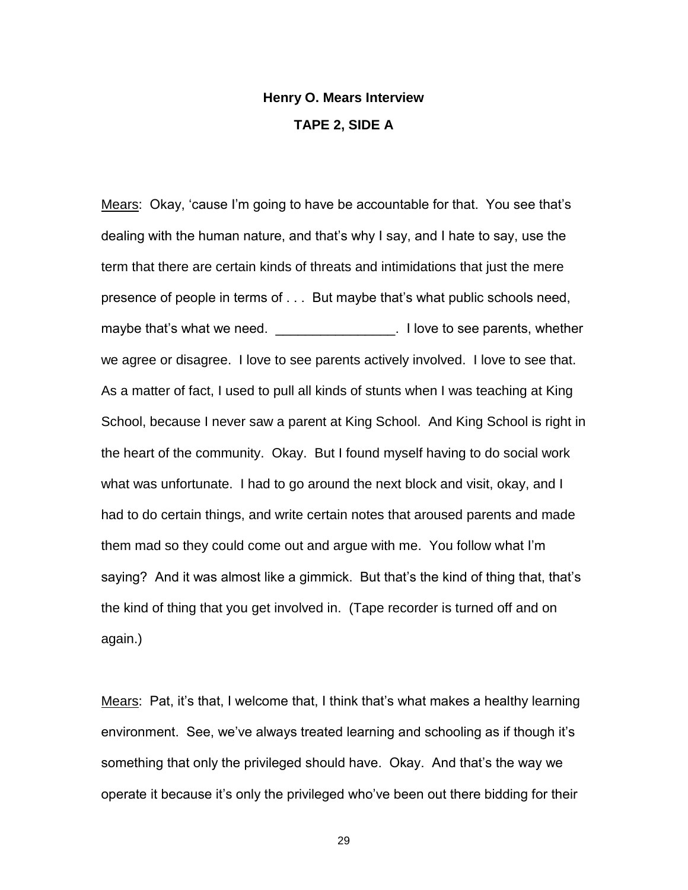**Henry O. Mears Interview**

**TAPE 2, SIDE A**

Mears: Okay, 'cause I'm going to have be accountable for that. You see that's dealing with the human nature, and that's why I say, and I hate to say, use the term that there are certain kinds of threats and intimidations that just the mere presence of people in terms of . . . But maybe that's what public schools need, maybe that's what we need. ________________. I love to see parents, whether we agree or disagree. I love to see parents actively involved. I love to see that. As a matter of fact, I used to pull all kinds of stunts when I was teaching at King School, because I never saw a parent at King School. And King School is right in the heart of the community. Okay. But I found myself having to do social work what was unfortunate. I had to go around the next block and visit, okay, and I had to do certain things, and write certain notes that aroused parents and made them mad so they could come out and argue with me. You follow what I'm saying? And it was almost like a gimmick. But that's the kind of thing that, that's the kind of thing that you get involved in. (Tape recorder is turned off and on again.)

Mears: Pat, it's that, I welcome that, I think that's what makes a healthy learning environment. See, we've always treated learning and schooling as if though it's something that only the privileged should have. Okay. And that's the way we operate it because it's only the privileged who've been out there bidding for their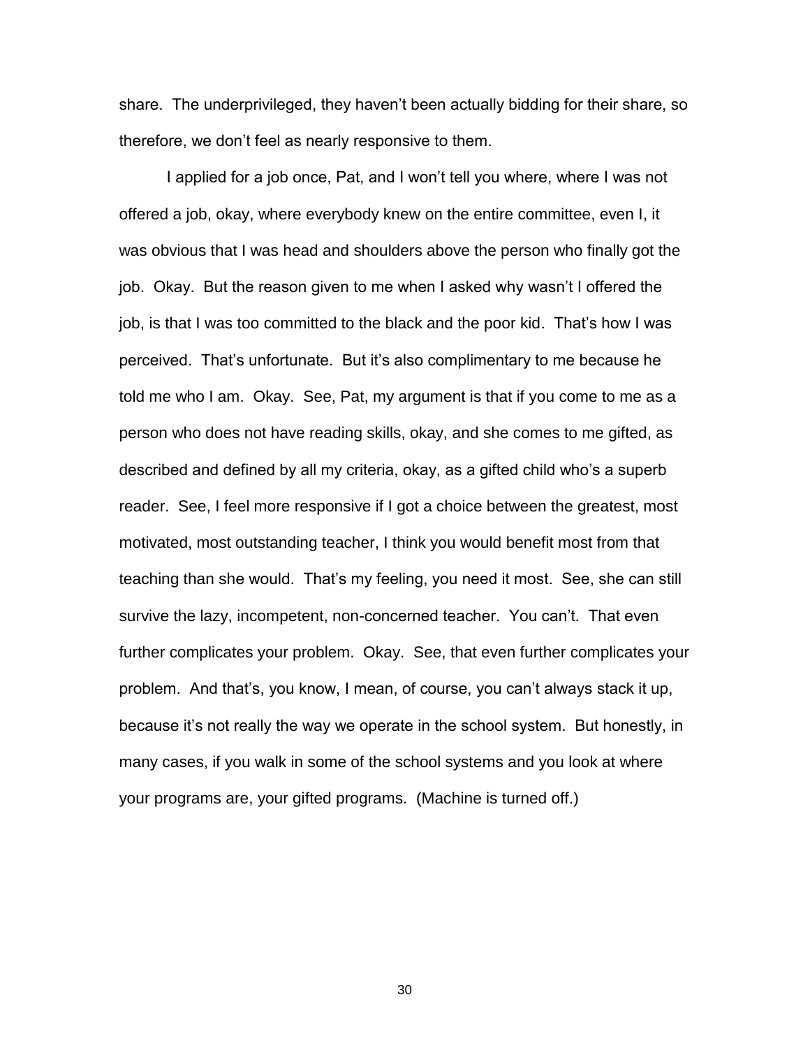share. The underprivileged, they haven't been actually bidding for their share, so therefore, we don't feel as nearly responsive to them.

I applied for a job once, Pat, and I won't tell you where, where I was not offered a job, okay, where everybody knew on the entire committee, even I, it was obvious that I was head and shoulders above the person who finally got the job. Okay. But the reason given to me when I asked why wasn't I offered the job, is that I was too committed to the black and the poor kid. That's how I was perceived. That's unfortunate. But it's also complimentary to me because he told me who I am. Okay. See, Pat, my argument is that if you come to me as a person who does not have reading skills, okay, and she comes to me gifted, as described and defined by all my criteria, okay, as a gifted child who's a superb reader. See, I feel more responsive if I got a choice between the greatest, most motivated, most outstanding teacher, I think you would benefit most from that teaching than she would. That's my feeling, you need it most. See, she can still survive the lazy, incompetent, non-concerned teacher. You can't. That even further complicates your problem. Okay. See, that even further complicates your problem. And that's, you know, I mean, of course, you can't always stack it up, because it's not really the way we operate in the school system. But honestly, in many cases, if you walk in some of the school systems and you look at where your programs are, your gifted programs. (Machine is turned off.)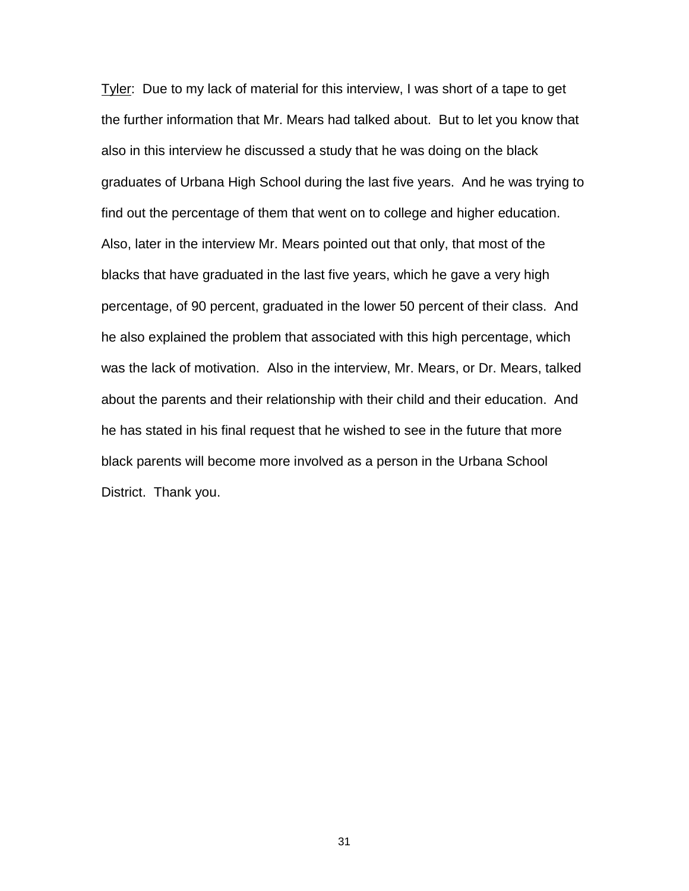<u>Tyler</u>: Due to my lack of material for this interview, I was short of a tape to get the further information that Mr. Mears had talked about. But to let you know that also in this interview he discussed a study that he was doing on the black graduates of Urbana High School during the last five years. And he was trying to find out the percentage of them that went on to college and higher education. Also, later in the interview Mr. Mears pointed out that only, that most of the blacks that have graduated in the last five years, which he gave a very high percentage, of 90 percent, graduated in the lower 50 percent of their class. And he also explained the problem that associated with this high percentage, which was the lack of motivation. Also in the interview, Mr. Mears, or Dr. Mears, talked about the parents and their relationship with their child and their education. And he has stated in his final request that he wished to see in the future that more black parents will become more involved as a person in the Urbana School District. Thank you.